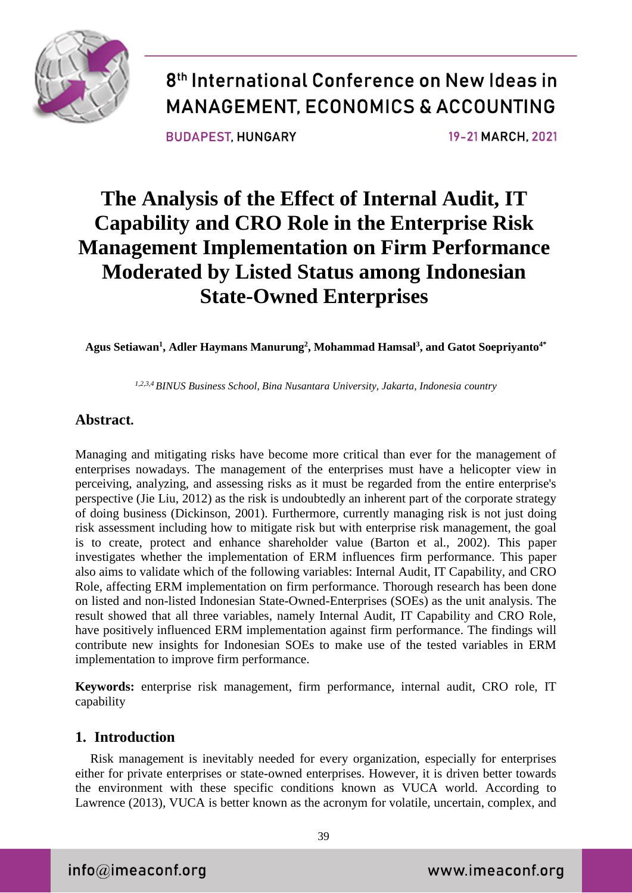# The Analysis of the Effect of Internal Audit, IT Capability and CRO Role in the Enterprise Risk Management Implementation on Firm Performance Moderated by Listed Status among Indonesian State-Owned Enterprises

**Agus Setiawan[1], Adler Haymans Manurung[2], Mohammad Hamsal[3], and Gatot Soepriyanto[4*]**

*[1,2,3,4] BINUS Business School, Bina Nusantara University, Jakarta, Indonesia country*

## Abstract.

Managing and mitigating risks have become more critical than ever for the management of enterprises nowadays. The management of the enterprises must have a helicopter view in perceiving, analyzing, and assessing risks as it must be regarded from the entire enterprise's perspective (Jie Liu, 2012) as the risk is undoubtedly an inherent part of the corporate strategy of doing business (Dickinson, 2001). Furthermore, currently managing risk is not just doing risk assessment including how to mitigate risk but with enterprise risk management, the goal is to create, protect and enhance shareholder value (Barton et al., 2002). This paper investigates whether the implementation of ERM influences firm performance. This paper also aims to validate which of the following variables: Internal Audit, IT Capability, and CRO Role, affecting ERM implementation on firm performance. Thorough research has been done on listed and non-listed Indonesian State-Owned-Enterprises (SOEs) as the unit analysis. The result showed that all three variables, namely Internal Audit, IT Capability and CRO Role, have positively influenced ERM implementation against firm performance. The findings will contribute new insights for Indonesian SOEs to make use of the tested variables in ERM implementation to improve firm performance.

**Keywords:** enterprise risk management, firm performance, internal audit, CRO role, IT capability

## 1. Introduction

Risk management is inevitably needed for every organization, especially for enterprises either for private enterprises or state-owned enterprises. However, it is driven better towards the environment with these specific conditions known as VUCA world. According to Lawrence (2013), VUCA is better known as the acronym for volatile, uncertain, complex, and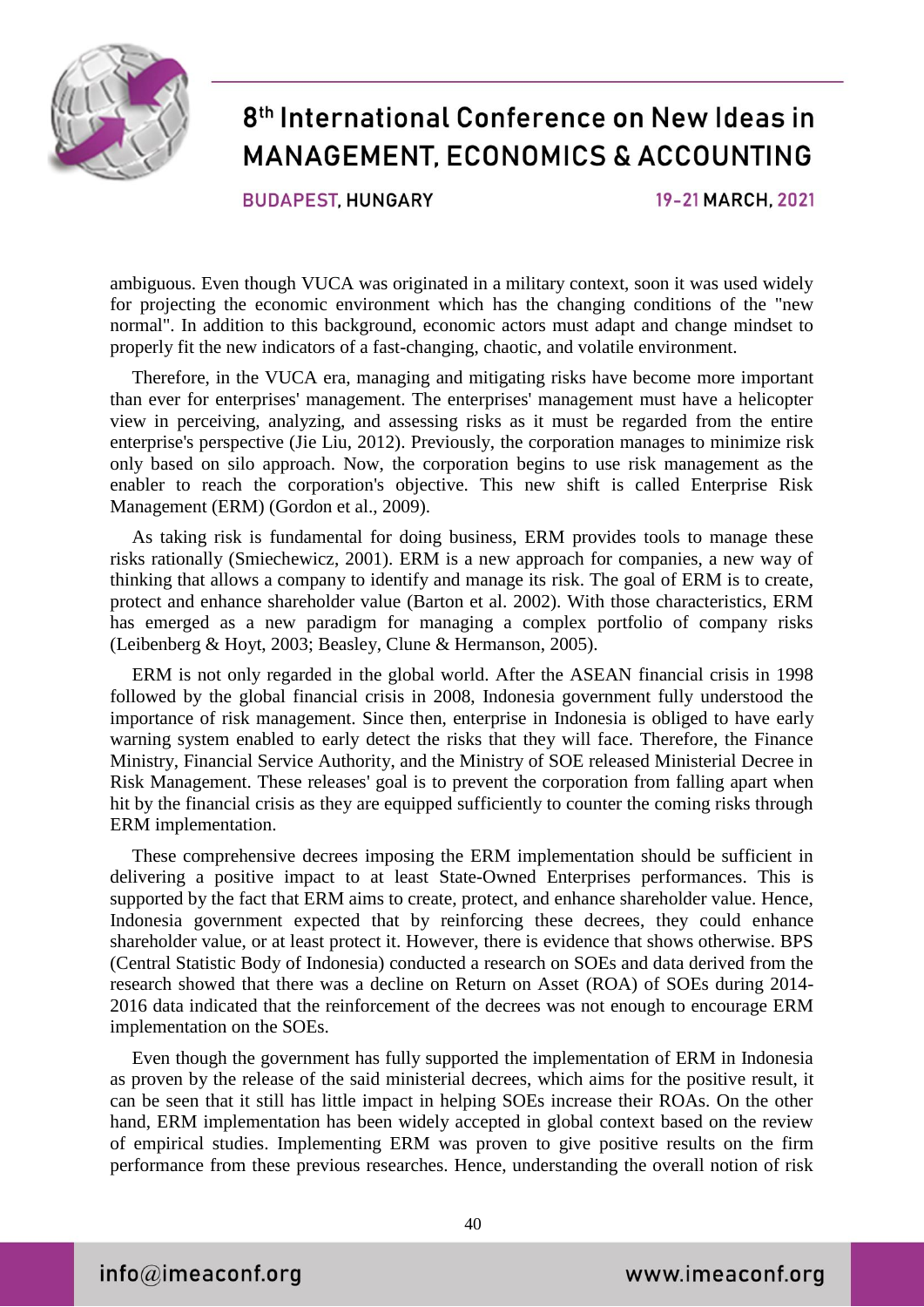ambiguous. Even though VUCA was originated in a military context, soon it was used widely for projecting the economic environment which has the changing conditions of the "new normal". In addition to this background, economic actors must adapt and change mindset to properly fit the new indicators of a fast-changing, chaotic, and volatile environment.

Therefore, in the VUCA era, managing and mitigating risks have become more important than ever for enterprises' management. The enterprises' management must have a helicopter view in perceiving, analyzing, and assessing risks as it must be regarded from the entire enterprise's perspective (Jie Liu, 2012). Previously, the corporation manages to minimize risk only based on silo approach. Now, the corporation begins to use risk management as the enabler to reach the corporation's objective. This new shift is called Enterprise Risk Management (ERM) (Gordon et al., 2009).

As taking risk is fundamental for doing business, ERM provides tools to manage these risks rationally (Smiechewicz, 2001). ERM is a new approach for companies, a new way of thinking that allows a company to identify and manage its risk. The goal of ERM is to create, protect and enhance shareholder value (Barton et al. 2002). With those characteristics, ERM has emerged as a new paradigm for managing a complex portfolio of company risks (Leibenberg & Hoyt, 2003; Beasley, Clune & Hermanson, 2005).

ERM is not only regarded in the global world. After the ASEAN financial crisis in 1998 followed by the global financial crisis in 2008, Indonesia government fully understood the importance of risk management. Since then, enterprise in Indonesia is obliged to have early warning system enabled to early detect the risks that they will face. Therefore, the Finance Ministry, Financial Service Authority, and the Ministry of SOE released Ministerial Decree in Risk Management. These releases' goal is to prevent the corporation from falling apart when hit by the financial crisis as they are equipped sufficiently to counter the coming risks through ERM implementation.

These comprehensive decrees imposing the ERM implementation should be sufficient in delivering a positive impact to at least State-Owned Enterprises performances. This is supported by the fact that ERM aims to create, protect, and enhance shareholder value. Hence, Indonesia government expected that by reinforcing these decrees, they could enhance shareholder value, or at least protect it. However, there is evidence that shows otherwise. BPS (Central Statistic Body of Indonesia) conducted a research on SOEs and data derived from the research showed that there was a decline on Return on Asset (ROA) of SOEs during 2014-2016 data indicated that the reinforcement of the decrees was not enough to encourage ERM implementation on the SOEs.

Even though the government has fully supported the implementation of ERM in Indonesia as proven by the release of the said ministerial decrees, which aims for the positive result, it can be seen that it still has little impact in helping SOEs increase their ROAs. On the other hand, ERM implementation has been widely accepted in global context based on the review of empirical studies. Implementing ERM was proven to give positive results on the firm performance from these previous researches. Hence, understanding the overall notion of risk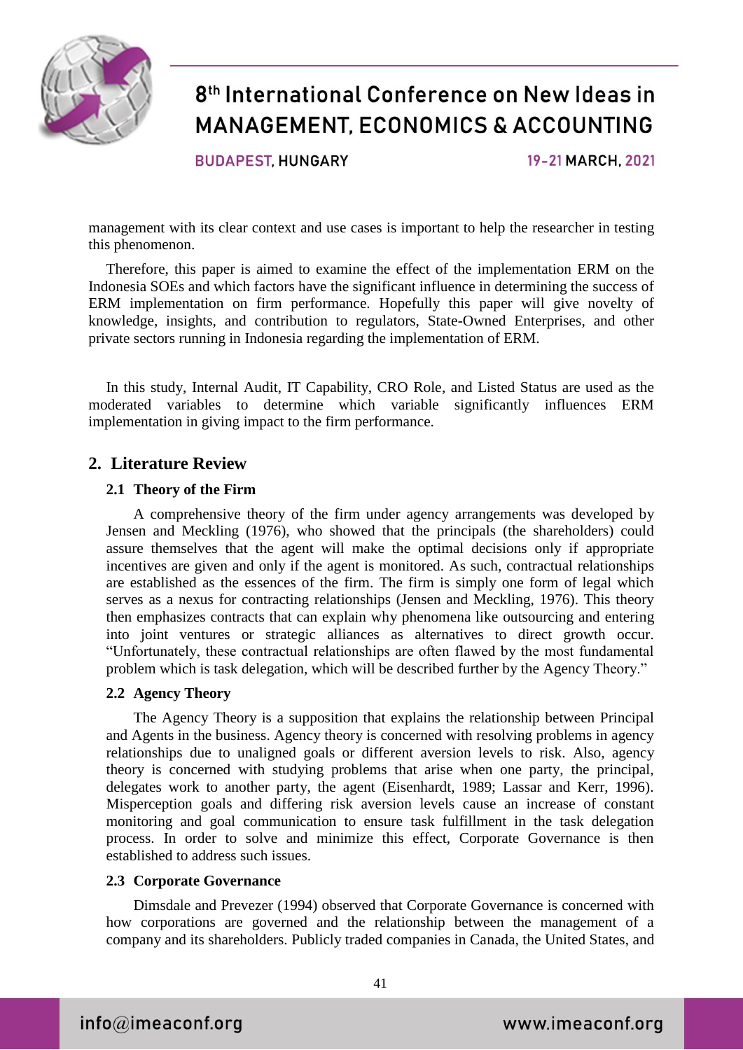management with its clear context and use cases is important to help the researcher in testing this phenomenon.

Therefore, this paper is aimed to examine the effect of the implementation ERM on the Indonesia SOEs and which factors have the significant influence in determining the success of ERM implementation on firm performance. Hopefully this paper will give novelty of knowledge, insights, and contribution to regulators, State-Owned Enterprises, and other private sectors running in Indonesia regarding the implementation of ERM.

In this study, Internal Audit, IT Capability, CRO Role, and Listed Status are used as the moderated variables to determine which variable significantly influences ERM implementation in giving impact to the firm performance.

## 2. Literature Review

### 2.1 Theory of the Firm

A comprehensive theory of the firm under agency arrangements was developed by Jensen and Meckling (1976), who showed that the principals (the shareholders) could assure themselves that the agent will make the optimal decisions only if appropriate incentives are given and only if the agent is monitored. As such, contractual relationships are established as the essences of the firm. The firm is simply one form of legal which serves as a nexus for contracting relationships (Jensen and Meckling, 1976). This theory then emphasizes contracts that can explain why phenomena like outsourcing and entering into joint ventures or strategic alliances as alternatives to direct growth occur. "Unfortunately, these contractual relationships are often flawed by the most fundamental problem which is task delegation, which will be described further by the Agency Theory."

### 2.2 Agency Theory

The Agency Theory is a supposition that explains the relationship between Principal and Agents in the business. Agency theory is concerned with resolving problems in agency relationships due to unaligned goals or different aversion levels to risk. Also, agency theory is concerned with studying problems that arise when one party, the principal, delegates work to another party, the agent (Eisenhardt, 1989; Lassar and Kerr, 1996). Misperception goals and differing risk aversion levels cause an increase of constant monitoring and goal communication to ensure task fulfillment in the task delegation process. In order to solve and minimize this effect, Corporate Governance is then established to address such issues.

### 2.3 Corporate Governance

Dimsdale and Prevezer (1994) observed that Corporate Governance is concerned with how corporations are governed and the relationship between the management of a company and its shareholders. Publicly traded companies in Canada, the United States, and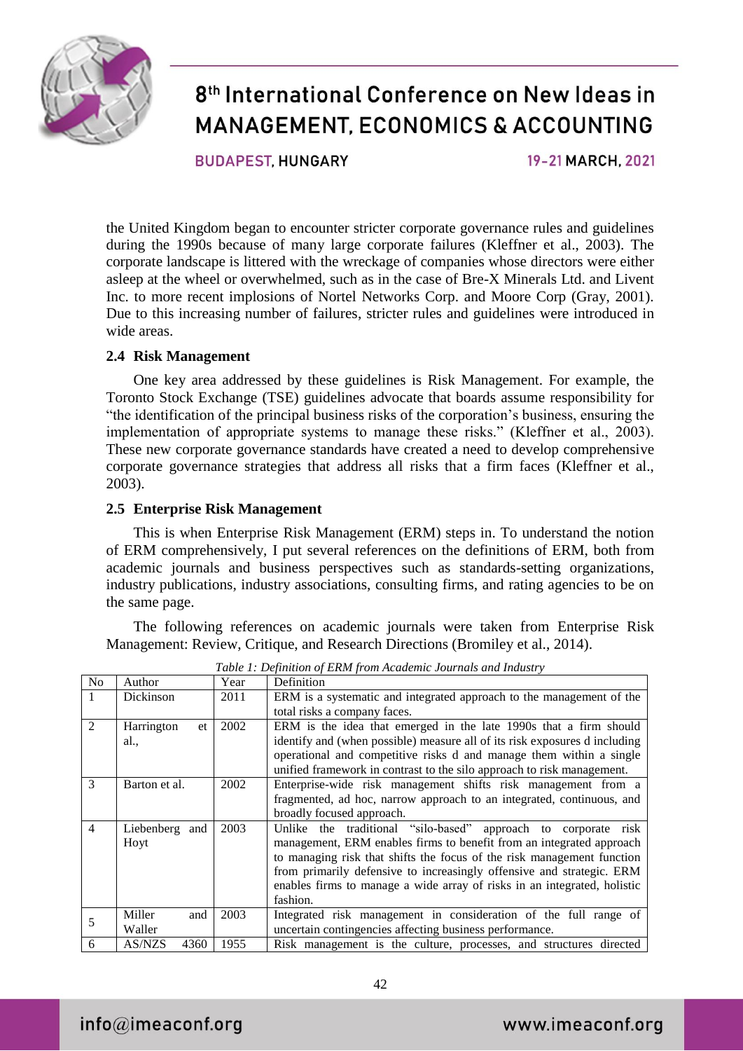the United Kingdom began to encounter stricter corporate governance rules and guidelines during the 1990s because of many large corporate failures (Kleffner et al., 2003). The corporate landscape is littered with the wreckage of companies whose directors were either asleep at the wheel or overwhelmed, such as in the case of Bre-X Minerals Ltd. and Livent Inc. to more recent implosions of Nortel Networks Corp. and Moore Corp (Gray, 2001). Due to this increasing number of failures, stricter rules and guidelines were introduced in wide areas.

### 2.4 Risk Management

One key area addressed by these guidelines is Risk Management. For example, the Toronto Stock Exchange (TSE) guidelines advocate that boards assume responsibility for "the identification of the principal business risks of the corporation's business, ensuring the implementation of appropriate systems to manage these risks." (Kleffner et al., 2003). These new corporate governance standards have created a need to develop comprehensive corporate governance strategies that address all risks that a firm faces (Kleffner et al., 2003).

### 2.5 Enterprise Risk Management

This is when Enterprise Risk Management (ERM) steps in. To understand the notion of ERM comprehensively, I put several references on the definitions of ERM, both from academic journals and business perspectives such as standards-setting organizations, industry publications, industry associations, consulting firms, and rating agencies to be on the same page.

The following references on academic journals were taken from Enterprise Risk Management: Review, Critique, and Research Directions (Bromiley et al., 2014).

*Table 1: Definition of ERM from Academic Journals and Industry*

| No | Author | Year | Definition |
|---|---|---|---|
| 1 | Dickinson | 2011 | ERM is a systematic and integrated approach to the management of the total risks a company faces. |
| 2 | Harrington et al., | 2002 | ERM is the idea that emerged in the late 1990s that a firm should identify and (when possible) measure all of its risk exposures d including operational and competitive risks d and manage them within a single unified framework in contrast to the silo approach to risk management. |
| 3 | Barton et al. | 2002 | Enterprise-wide risk management shifts risk management from a fragmented, ad hoc, narrow approach to an integrated, continuous, and broadly focused approach. |
| 4 | Liebenberg and Hoyt | 2003 | Unlike the traditional "silo-based" approach to corporate risk management, ERM enables firms to benefit from an integrated approach to managing risk that shifts the focus of the risk management function from primarily defensive to increasingly offensive and strategic. ERM enables firms to manage a wide array of risks in an integrated, holistic fashion. |
| 5 | Miller and Waller | 2003 | Integrated risk management in consideration of the full range of uncertain contingencies affecting business performance. |
| 6 | AS/NZS 4360 | 1955 | Risk management is the culture, processes, and structures directed |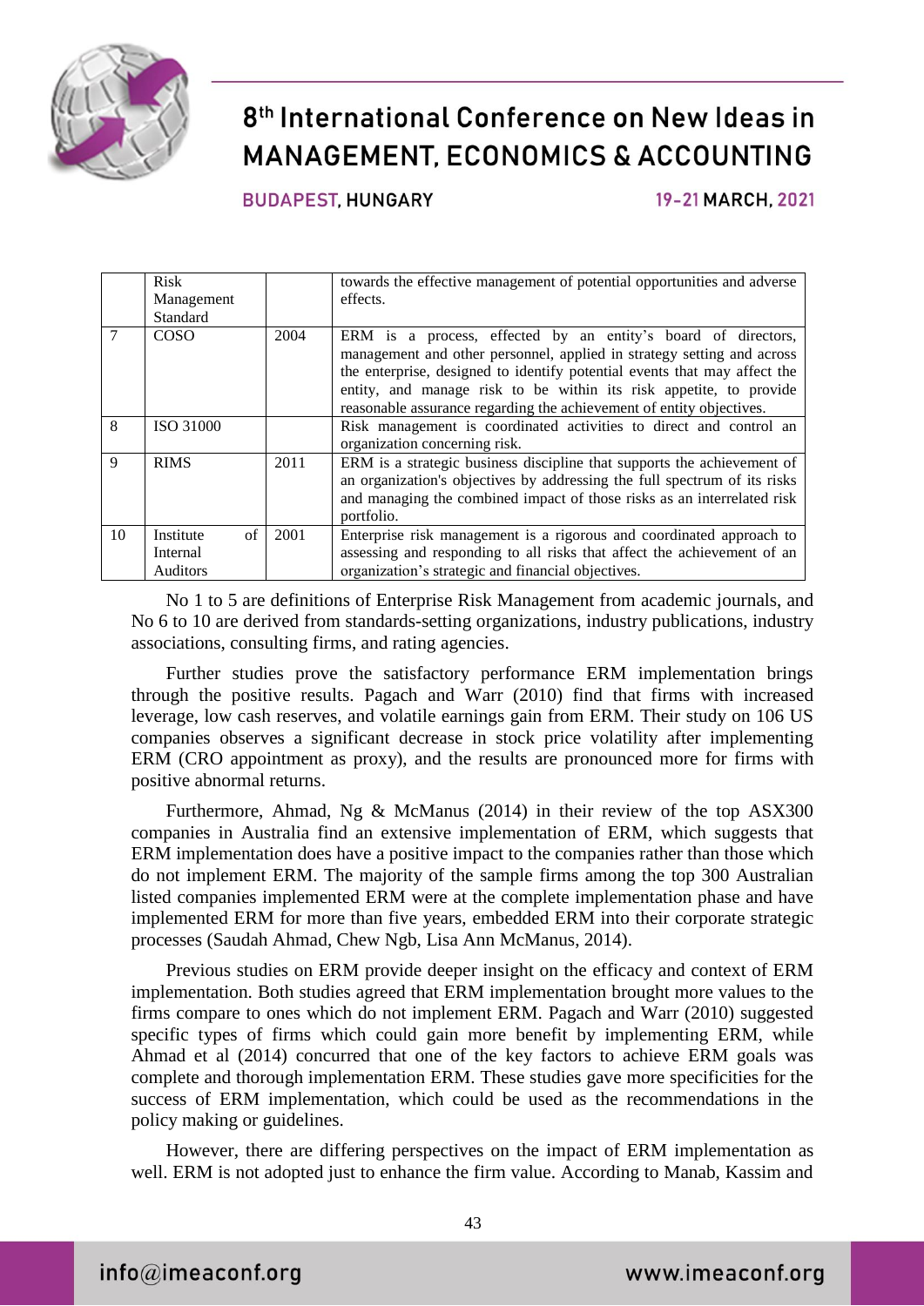| | Risk Management Standard | | towards the effective management of potential opportunities and adverse effects. |
|---|---|---|---|
| 7 | COSO | 2004 | ERM is a process, effected by an entity's board of directors, management and other personnel, applied in strategy setting and across the enterprise, designed to identify potential events that may affect the entity, and manage risk to be within its risk appetite, to provide reasonable assurance regarding the achievement of entity objectives. |
| 8 | ISO 31000 | | Risk management is coordinated activities to direct and control an organization concerning risk. |
| 9 | RIMS | 2011 | ERM is a strategic business discipline that supports the achievement of an organization's objectives by addressing the full spectrum of its risks and managing the combined impact of those risks as an interrelated risk portfolio. |
| 10 | Institute of Internal Auditors | 2001 | Enterprise risk management is a rigorous and coordinated approach to assessing and responding to all risks that affect the achievement of an organization's strategic and financial objectives. |

No 1 to 5 are definitions of Enterprise Risk Management from academic journals, and No 6 to 10 are derived from standards-setting organizations, industry publications, industry associations, consulting firms, and rating agencies.

Further studies prove the satisfactory performance ERM implementation brings through the positive results. Pagach and Warr (2010) find that firms with increased leverage, low cash reserves, and volatile earnings gain from ERM. Their study on 106 US companies observes a significant decrease in stock price volatility after implementing ERM (CRO appointment as proxy), and the results are pronounced more for firms with positive abnormal returns.

Furthermore, Ahmad, Ng & McManus (2014) in their review of the top ASX300 companies in Australia find an extensive implementation of ERM, which suggests that ERM implementation does have a positive impact to the companies rather than those which do not implement ERM. The majority of the sample firms among the top 300 Australian listed companies implemented ERM were at the complete implementation phase and have implemented ERM for more than five years, embedded ERM into their corporate strategic processes (Saudah Ahmad, Chew Ngb, Lisa Ann McManus, 2014).

Previous studies on ERM provide deeper insight on the efficacy and context of ERM implementation. Both studies agreed that ERM implementation brought more values to the firms compare to ones which do not implement ERM. Pagach and Warr (2010) suggested specific types of firms which could gain more benefit by implementing ERM, while Ahmad et al (2014) concurred that one of the key factors to achieve ERM goals was complete and thorough implementation ERM. These studies gave more specificities for the success of ERM implementation, which could be used as the recommendations in the policy making or guidelines.

However, there are differing perspectives on the impact of ERM implementation as well. ERM is not adopted just to enhance the firm value. According to Manab, Kassim and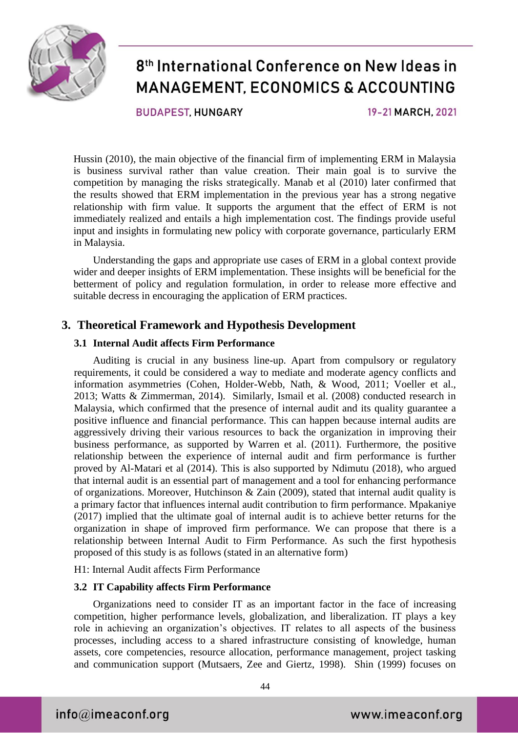Hussin (2010), the main objective of the financial firm of implementing ERM in Malaysia is business survival rather than value creation. Their main goal is to survive the competition by managing the risks strategically. Manab et al (2010) later confirmed that the results showed that ERM implementation in the previous year has a strong negative relationship with firm value. It supports the argument that the effect of ERM is not immediately realized and entails a high implementation cost. The findings provide useful input and insights in formulating new policy with corporate governance, particularly ERM in Malaysia.

Understanding the gaps and appropriate use cases of ERM in a global context provide wider and deeper insights of ERM implementation. These insights will be beneficial for the betterment of policy and regulation formulation, in order to release more effective and suitable decress in encouraging the application of ERM practices.

## 3. Theoretical Framework and Hypothesis Development

### 3.1 Internal Audit affects Firm Performance

Auditing is crucial in any business line-up. Apart from compulsory or regulatory requirements, it could be considered a way to mediate and moderate agency conflicts and information asymmetries (Cohen, Holder-Webb, Nath, & Wood, 2011; Voeller et al., 2013; Watts & Zimmerman, 2014). Similarly, Ismail et al. (2008) conducted research in Malaysia, which confirmed that the presence of internal audit and its quality guarantee a positive influence and financial performance. This can happen because internal audits are aggressively driving their various resources to back the organization in improving their business performance, as supported by Warren et al. (2011). Furthermore, the positive relationship between the experience of internal audit and firm performance is further proved by Al-Matari et al (2014). This is also supported by Ndimutu (2018), who argued that internal audit is an essential part of management and a tool for enhancing performance of organizations. Moreover, Hutchinson & Zain (2009), stated that internal audit quality is a primary factor that influences internal audit contribution to firm performance. Mpakaniye (2017) implied that the ultimate goal of internal audit is to achieve better returns for the organization in shape of improved firm performance. We can propose that there is a relationship between Internal Audit to Firm Performance. As such the first hypothesis proposed of this study is as follows (stated in an alternative form)

H1: Internal Audit affects Firm Performance

### 3.2 IT Capability affects Firm Performance

Organizations need to consider IT as an important factor in the face of increasing competition, higher performance levels, globalization, and liberalization. IT plays a key role in achieving an organization's objectives. IT relates to all aspects of the business processes, including access to a shared infrastructure consisting of knowledge, human assets, core competencies, resource allocation, performance management, project tasking and communication support (Mutsaers, Zee and Giertz, 1998). Shin (1999) focuses on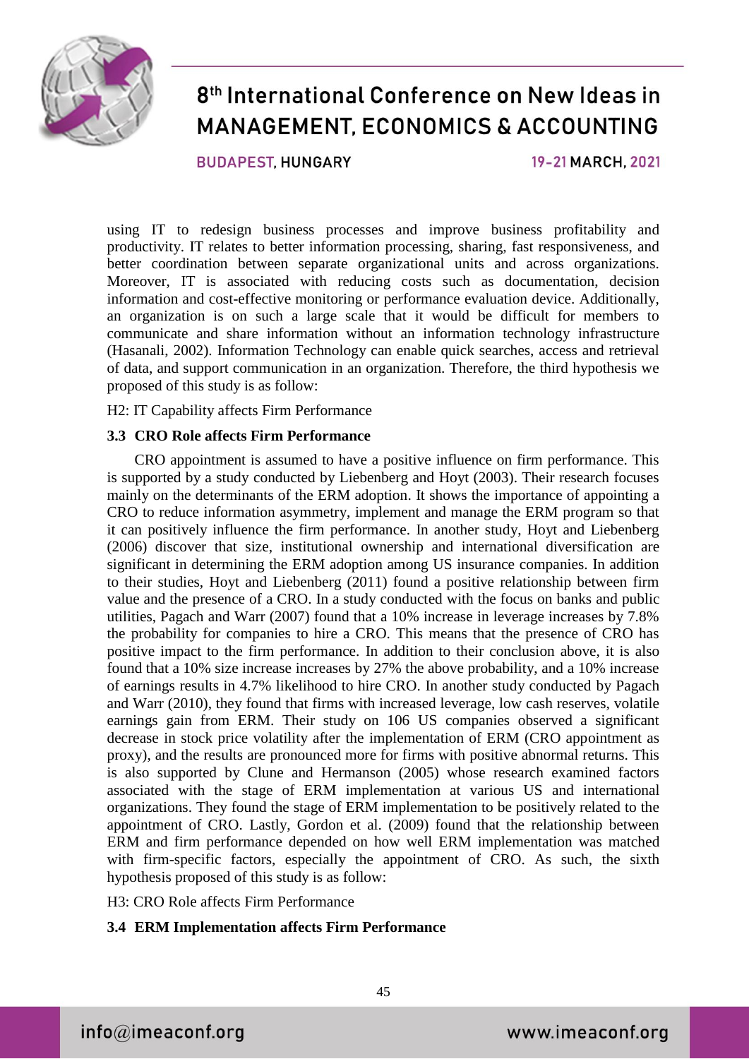using IT to redesign business processes and improve business profitability and productivity. IT relates to better information processing, sharing, fast responsiveness, and better coordination between separate organizational units and across organizations. Moreover, IT is associated with reducing costs such as documentation, decision information and cost-effective monitoring or performance evaluation device. Additionally, an organization is on such a large scale that it would be difficult for members to communicate and share information without an information technology infrastructure (Hasanali, 2002). Information Technology can enable quick searches, access and retrieval of data, and support communication in an organization. Therefore, the third hypothesis we proposed of this study is as follow:

H2: IT Capability affects Firm Performance

### 3.3 CRO Role affects Firm Performance

CRO appointment is assumed to have a positive influence on firm performance. This is supported by a study conducted by Liebenberg and Hoyt (2003). Their research focuses mainly on the determinants of the ERM adoption. It shows the importance of appointing a CRO to reduce information asymmetry, implement and manage the ERM program so that it can positively influence the firm performance. In another study, Hoyt and Liebenberg (2006) discover that size, institutional ownership and international diversification are significant in determining the ERM adoption among US insurance companies. In addition to their studies, Hoyt and Liebenberg (2011) found a positive relationship between firm value and the presence of a CRO. In a study conducted with the focus on banks and public utilities, Pagach and Warr (2007) found that a 10% increase in leverage increases by 7.8% the probability for companies to hire a CRO. This means that the presence of CRO has positive impact to the firm performance. In addition to their conclusion above, it is also found that a 10% size increase increases by 27% the above probability, and a 10% increase of earnings results in 4.7% likelihood to hire CRO. In another study conducted by Pagach and Warr (2010), they found that firms with increased leverage, low cash reserves, volatile earnings gain from ERM. Their study on 106 US companies observed a significant decrease in stock price volatility after the implementation of ERM (CRO appointment as proxy), and the results are pronounced more for firms with positive abnormal returns. This is also supported by Clune and Hermanson (2005) whose research examined factors associated with the stage of ERM implementation at various US and international organizations. They found the stage of ERM implementation to be positively related to the appointment of CRO. Lastly, Gordon et al. (2009) found that the relationship between ERM and firm performance depended on how well ERM implementation was matched with firm-specific factors, especially the appointment of CRO. As such, the sixth hypothesis proposed of this study is as follow:

H3: CRO Role affects Firm Performance

### 3.4 ERM Implementation affects Firm Performance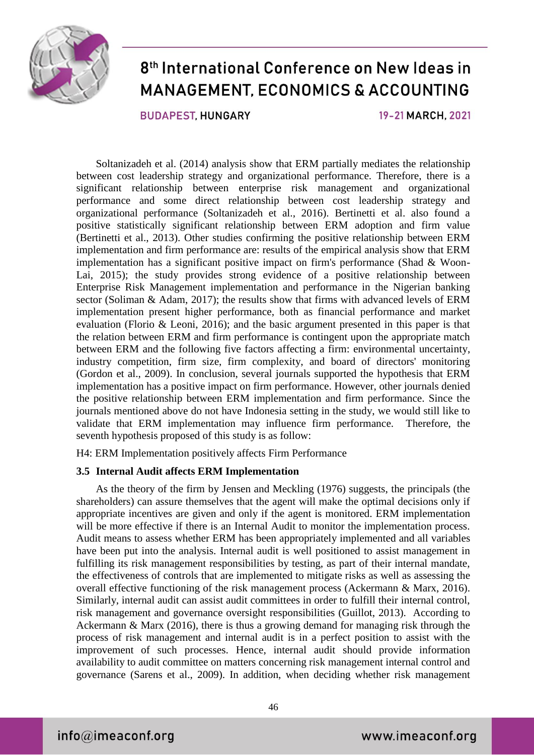Soltanizadeh et al. (2014) analysis show that ERM partially mediates the relationship between cost leadership strategy and organizational performance. Therefore, there is a significant relationship between enterprise risk management and organizational performance and some direct relationship between cost leadership strategy and organizational performance (Soltanizadeh et al., 2016). Bertinetti et al. also found a positive statistically significant relationship between ERM adoption and firm value (Bertinetti et al., 2013). Other studies confirming the positive relationship between ERM implementation and firm performance are: results of the empirical analysis show that ERM implementation has a significant positive impact on firm's performance (Shad & Woon-Lai, 2015); the study provides strong evidence of a positive relationship between Enterprise Risk Management implementation and performance in the Nigerian banking sector (Soliman & Adam, 2017); the results show that firms with advanced levels of ERM implementation present higher performance, both as financial performance and market evaluation (Florio & Leoni, 2016); and the basic argument presented in this paper is that the relation between ERM and firm performance is contingent upon the appropriate match between ERM and the following five factors affecting a firm: environmental uncertainty, industry competition, firm size, firm complexity, and board of directors' monitoring (Gordon et al., 2009). In conclusion, several journals supported the hypothesis that ERM implementation has a positive impact on firm performance. However, other journals denied the positive relationship between ERM implementation and firm performance. Since the journals mentioned above do not have Indonesia setting in the study, we would still like to validate that ERM implementation may influence firm performance. Therefore, the seventh hypothesis proposed of this study is as follow:

H4: ERM Implementation positively affects Firm Performance

### 3.5 Internal Audit affects ERM Implementation

As the theory of the firm by Jensen and Meckling (1976) suggests, the principals (the shareholders) can assure themselves that the agent will make the optimal decisions only if appropriate incentives are given and only if the agent is monitored. ERM implementation will be more effective if there is an Internal Audit to monitor the implementation process. Audit means to assess whether ERM has been appropriately implemented and all variables have been put into the analysis. Internal audit is well positioned to assist management in fulfilling its risk management responsibilities by testing, as part of their internal mandate, the effectiveness of controls that are implemented to mitigate risks as well as assessing the overall effective functioning of the risk management process (Ackermann & Marx, 2016). Similarly, internal audit can assist audit committees in order to fulfill their internal control, risk management and governance oversight responsibilities (Guillot, 2013). According to Ackermann & Marx (2016), there is thus a growing demand for managing risk through the process of risk management and internal audit is in a perfect position to assist with the improvement of such processes. Hence, internal audit should provide information availability to audit committee on matters concerning risk management internal control and governance (Sarens et al., 2009). In addition, when deciding whether risk management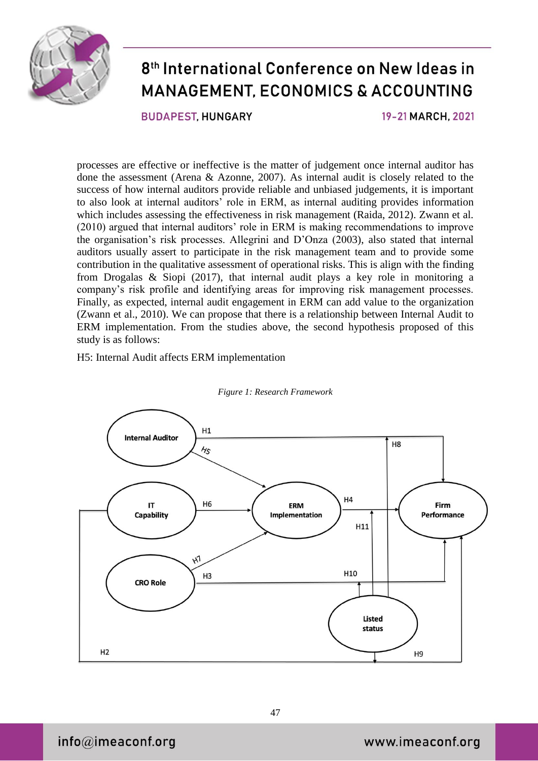processes are effective or ineffective is the matter of judgement once internal auditor has done the assessment (Arena & Azonne, 2007). As internal audit is closely related to the success of how internal auditors provide reliable and unbiased judgements, it is important to also look at internal auditors' role in ERM, as internal auditing provides information which includes assessing the effectiveness in risk management (Raida, 2012). Zwann et al. (2010) argued that internal auditors' role in ERM is making recommendations to improve the organisation's risk processes. Allegrini and D'Onza (2003), also stated that internal auditors usually assert to participate in the risk management team and to provide some contribution in the qualitative assessment of operational risks. This is align with the finding from Drogalas & Siopi (2017), that internal audit plays a key role in monitoring a company's risk profile and identifying areas for improving risk management processes. Finally, as expected, internal audit engagement in ERM can add value to the organization (Zwann et al., 2010). We can propose that there is a relationship between Internal Audit to ERM implementation. From the studies above, the second hypothesis proposed of this study is as follows:

H5: Internal Audit affects ERM implementation

*Figure 1: Research Framework*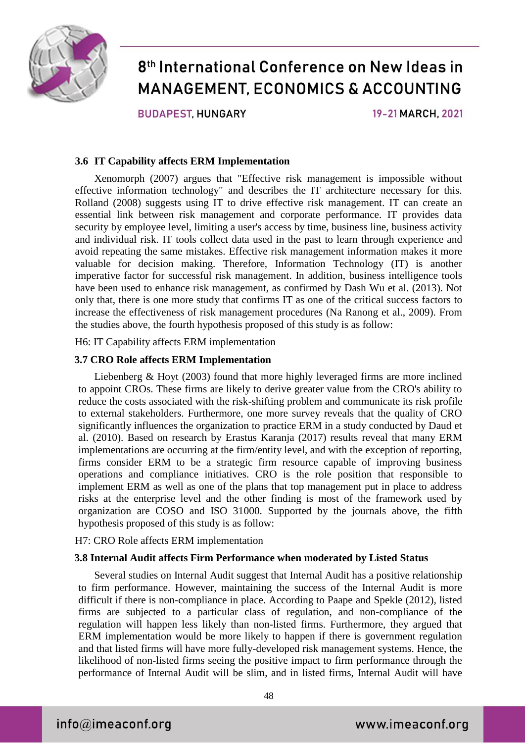### 3.6 IT Capability affects ERM Implementation

Xenomorph (2007) argues that "Effective risk management is impossible without effective information technology" and describes the IT architecture necessary for this. Rolland (2008) suggests using IT to drive effective risk management. IT can create an essential link between risk management and corporate performance. IT provides data security by employee level, limiting a user's access by time, business line, business activity and individual risk. IT tools collect data used in the past to learn through experience and avoid repeating the same mistakes. Effective risk management information makes it more valuable for decision making. Therefore, Information Technology (IT) is another imperative factor for successful risk management. In addition, business intelligence tools have been used to enhance risk management, as confirmed by Dash Wu et al. (2013). Not only that, there is one more study that confirms IT as one of the critical success factors to increase the effectiveness of risk management procedures (Na Ranong et al., 2009). From the studies above, the fourth hypothesis proposed of this study is as follow:

H6: IT Capability affects ERM implementation

### 3.7 CRO Role affects ERM Implementation

Liebenberg & Hoyt (2003) found that more highly leveraged firms are more inclined to appoint CROs. These firms are likely to derive greater value from the CRO's ability to reduce the costs associated with the risk-shifting problem and communicate its risk profile to external stakeholders. Furthermore, one more survey reveals that the quality of CRO significantly influences the organization to practice ERM in a study conducted by Daud et al. (2010). Based on research by Erastus Karanja (2017) results reveal that many ERM implementations are occurring at the firm/entity level, and with the exception of reporting, firms consider ERM to be a strategic firm resource capable of improving business operations and compliance initiatives. CRO is the role position that responsible to implement ERM as well as one of the plans that top management put in place to address risks at the enterprise level and the other finding is most of the framework used by organization are COSO and ISO 31000. Supported by the journals above, the fifth hypothesis proposed of this study is as follow:

H7: CRO Role affects ERM implementation

### 3.8 Internal Audit affects Firm Performance when moderated by Listed Status

Several studies on Internal Audit suggest that Internal Audit has a positive relationship to firm performance. However, maintaining the success of the Internal Audit is more difficult if there is non-compliance in place. According to Paape and Spekle (2012), listed firms are subjected to a particular class of regulation, and non-compliance of the regulation will happen less likely than non-listed firms. Furthermore, they argued that ERM implementation would be more likely to happen if there is government regulation and that listed firms will have more fully-developed risk management systems. Hence, the likelihood of non-listed firms seeing the positive impact to firm performance through the performance of Internal Audit will be slim, and in listed firms, Internal Audit will have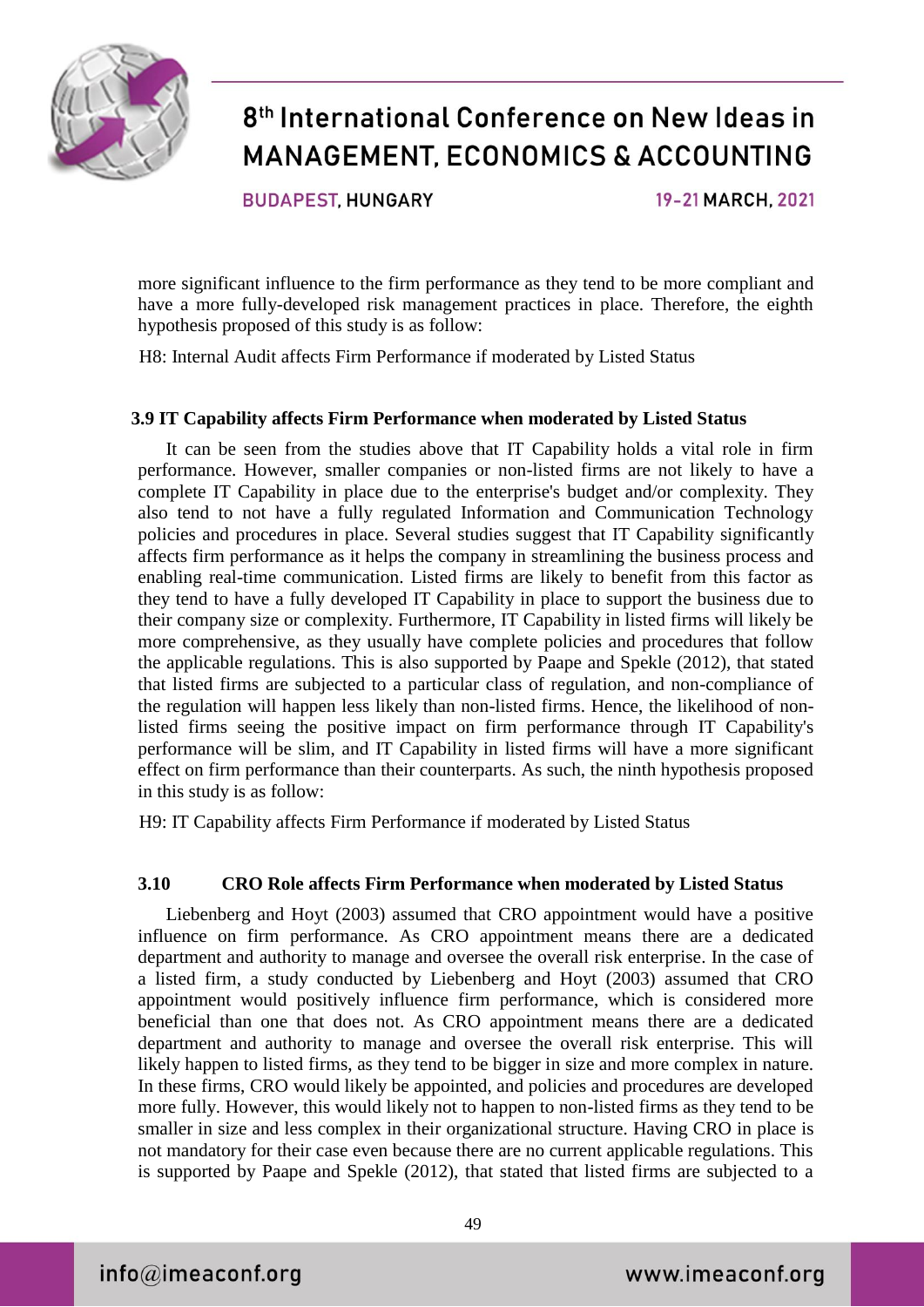more significant influence to the firm performance as they tend to be more compliant and have a more fully-developed risk management practices in place. Therefore, the eighth hypothesis proposed of this study is as follow:

H8: Internal Audit affects Firm Performance if moderated by Listed Status

### 3.9 IT Capability affects Firm Performance when moderated by Listed Status

It can be seen from the studies above that IT Capability holds a vital role in firm performance. However, smaller companies or non-listed firms are not likely to have a complete IT Capability in place due to the enterprise's budget and/or complexity. They also tend to not have a fully regulated Information and Communication Technology policies and procedures in place. Several studies suggest that IT Capability significantly affects firm performance as it helps the company in streamlining the business process and enabling real-time communication. Listed firms are likely to benefit from this factor as they tend to have a fully developed IT Capability in place to support the business due to their company size or complexity. Furthermore, IT Capability in listed firms will likely be more comprehensive, as they usually have complete policies and procedures that follow the applicable regulations. This is also supported by Paape and Spekle (2012), that stated that listed firms are subjected to a particular class of regulation, and non-compliance of the regulation will happen less likely than non-listed firms. Hence, the likelihood of non-listed firms seeing the positive impact on firm performance through IT Capability's performance will be slim, and IT Capability in listed firms will have a more significant effect on firm performance than their counterparts. As such, the ninth hypothesis proposed in this study is as follow:

H9: IT Capability affects Firm Performance if moderated by Listed Status

### 3.10 CRO Role affects Firm Performance when moderated by Listed Status

Liebenberg and Hoyt (2003) assumed that CRO appointment would have a positive influence on firm performance. As CRO appointment means there are a dedicated department and authority to manage and oversee the overall risk enterprise. In the case of a listed firm, a study conducted by Liebenberg and Hoyt (2003) assumed that CRO appointment would positively influence firm performance, which is considered more beneficial than one that does not. As CRO appointment means there are a dedicated department and authority to manage and oversee the overall risk enterprise. This will likely happen to listed firms, as they tend to be bigger in size and more complex in nature. In these firms, CRO would likely be appointed, and policies and procedures are developed more fully. However, this would likely not to happen to non-listed firms as they tend to be smaller in size and less complex in their organizational structure. Having CRO in place is not mandatory for their case even because there are no current applicable regulations. This is supported by Paape and Spekle (2012), that stated that listed firms are subjected to a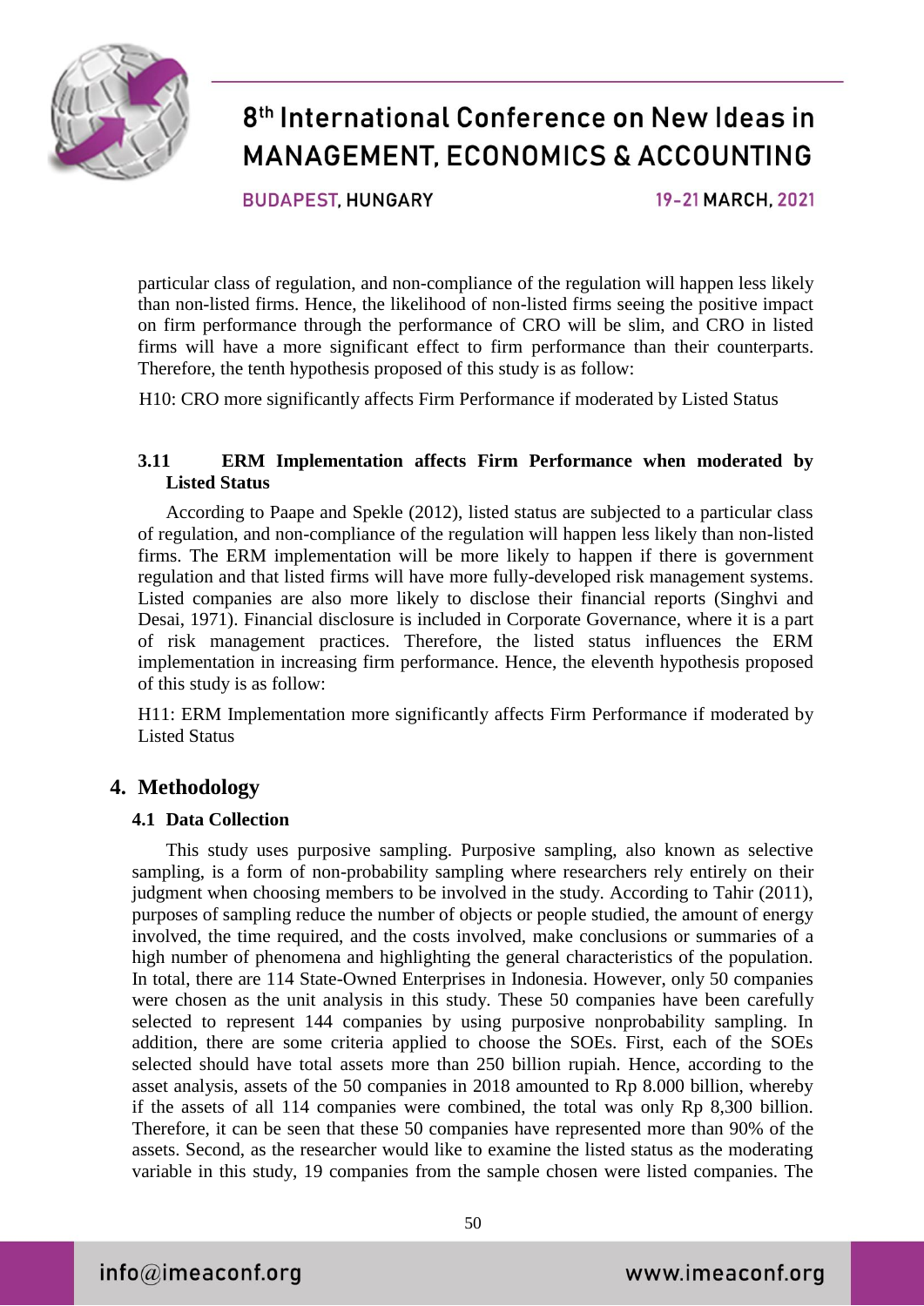particular class of regulation, and non-compliance of the regulation will happen less likely than non-listed firms. Hence, the likelihood of non-listed firms seeing the positive impact on firm performance through the performance of CRO will be slim, and CRO in listed firms will have a more significant effect to firm performance than their counterparts. Therefore, the tenth hypothesis proposed of this study is as follow:

H10: CRO more significantly affects Firm Performance if moderated by Listed Status

### 3.11 ERM Implementation affects Firm Performance when moderated by Listed Status

According to Paape and Spekle (2012), listed status are subjected to a particular class of regulation, and non-compliance of the regulation will happen less likely than non-listed firms. The ERM implementation will be more likely to happen if there is government regulation and that listed firms will have more fully-developed risk management systems. Listed companies are also more likely to disclose their financial reports (Singhvi and Desai, 1971). Financial disclosure is included in Corporate Governance, where it is a part of risk management practices. Therefore, the listed status influences the ERM implementation in increasing firm performance. Hence, the eleventh hypothesis proposed of this study is as follow:

H11: ERM Implementation more significantly affects Firm Performance if moderated by Listed Status

## 4. Methodology

### 4.1 Data Collection

This study uses purposive sampling. Purposive sampling, also known as selective sampling, is a form of non-probability sampling where researchers rely entirely on their judgment when choosing members to be involved in the study. According to Tahir (2011), purposes of sampling reduce the number of objects or people studied, the amount of energy involved, the time required, and the costs involved, make conclusions or summaries of a high number of phenomena and highlighting the general characteristics of the population. In total, there are 114 State-Owned Enterprises in Indonesia. However, only 50 companies were chosen as the unit analysis in this study. These 50 companies have been carefully selected to represent 144 companies by using purposive nonprobability sampling. In addition, there are some criteria applied to choose the SOEs. First, each of the SOEs selected should have total assets more than 250 billion rupiah. Hence, according to the asset analysis, assets of the 50 companies in 2018 amounted to Rp 8.000 billion, whereby if the assets of all 114 companies were combined, the total was only Rp 8,300 billion. Therefore, it can be seen that these 50 companies have represented more than 90% of the assets. Second, as the researcher would like to examine the listed status as the moderating variable in this study, 19 companies from the sample chosen were listed companies. The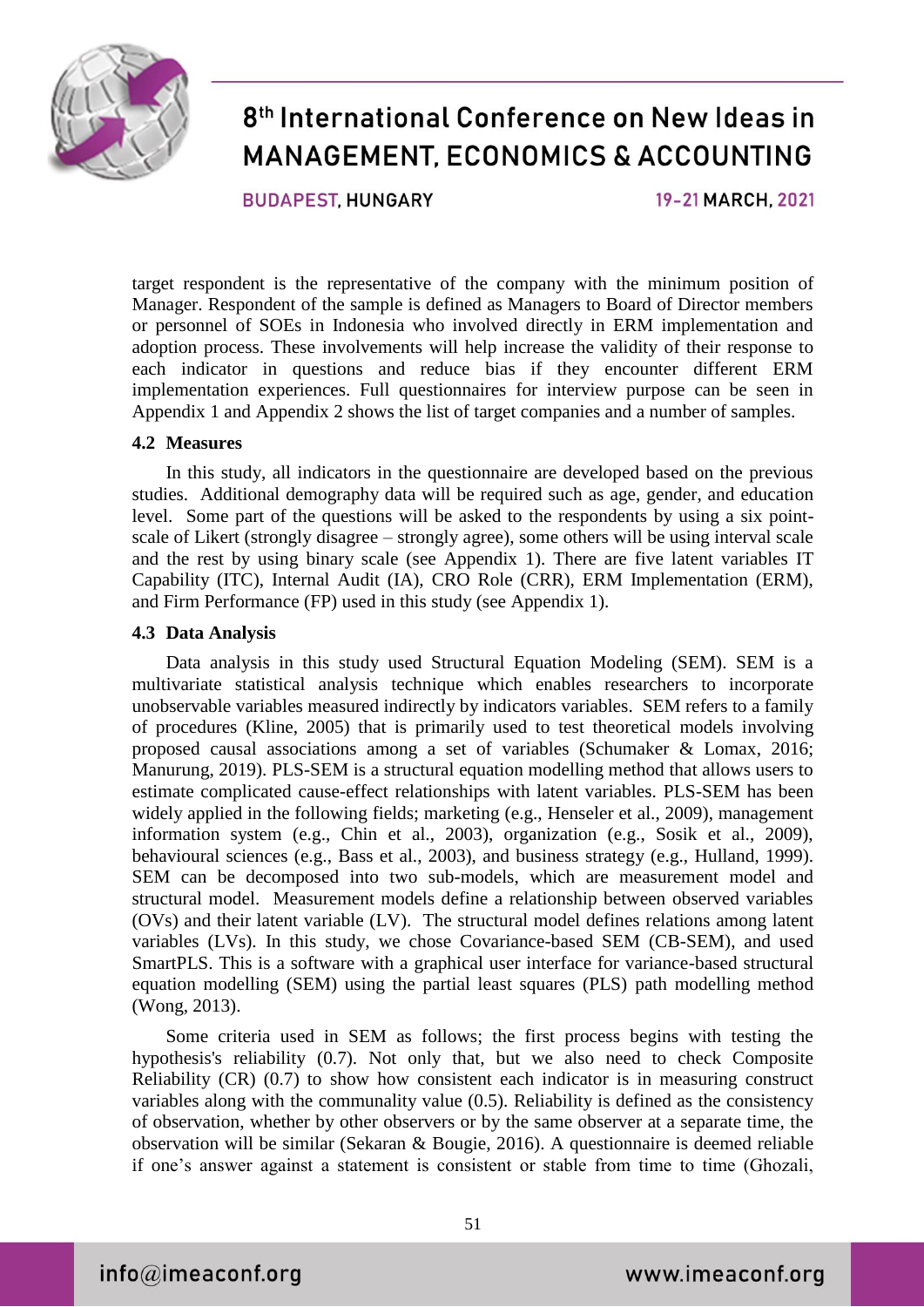target respondent is the representative of the company with the minimum position of Manager. Respondent of the sample is defined as Managers to Board of Director members or personnel of SOEs in Indonesia who involved directly in ERM implementation and adoption process. These involvements will help increase the validity of their response to each indicator in questions and reduce bias if they encounter different ERM implementation experiences. Full questionnaires for interview purpose can be seen in Appendix 1 and Appendix 2 shows the list of target companies and a number of samples.

### 4.2 Measures

In this study, all indicators in the questionnaire are developed based on the previous studies. Additional demography data will be required such as age, gender, and education level. Some part of the questions will be asked to the respondents by using a six point-scale of Likert (strongly disagree – strongly agree), some others will be using interval scale and the rest by using binary scale (see Appendix 1). There are five latent variables IT Capability (ITC), Internal Audit (IA), CRO Role (CRR), ERM Implementation (ERM), and Firm Performance (FP) used in this study (see Appendix 1).

### 4.3 Data Analysis

Data analysis in this study used Structural Equation Modeling (SEM). SEM is a multivariate statistical analysis technique which enables researchers to incorporate unobservable variables measured indirectly by indicators variables. SEM refers to a family of procedures (Kline, 2005) that is primarily used to test theoretical models involving proposed causal associations among a set of variables (Schumaker & Lomax, 2016; Manurung, 2019). PLS-SEM is a structural equation modelling method that allows users to estimate complicated cause-effect relationships with latent variables. PLS-SEM has been widely applied in the following fields; marketing (e.g., Henseler et al., 2009), management information system (e.g., Chin et al., 2003), organization (e.g., Sosik et al., 2009), behavioural sciences (e.g., Bass et al., 2003), and business strategy (e.g., Hulland, 1999). SEM can be decomposed into two sub-models, which are measurement model and structural model. Measurement models define a relationship between observed variables (OVs) and their latent variable (LV). The structural model defines relations among latent variables (LVs). In this study, we chose Covariance-based SEM (CB-SEM), and used SmartPLS. This is a software with a graphical user interface for variance-based structural equation modelling (SEM) using the partial least squares (PLS) path modelling method (Wong, 2013).

Some criteria used in SEM as follows; the first process begins with testing the hypothesis's reliability (0.7). Not only that, but we also need to check Composite Reliability (CR) (0.7) to show how consistent each indicator is in measuring construct variables along with the communality value (0.5). Reliability is defined as the consistency of observation, whether by other observers or by the same observer at a separate time, the observation will be similar (Sekaran & Bougie, 2016). A questionnaire is deemed reliable if one's answer against a statement is consistent or stable from time to time (Ghozali,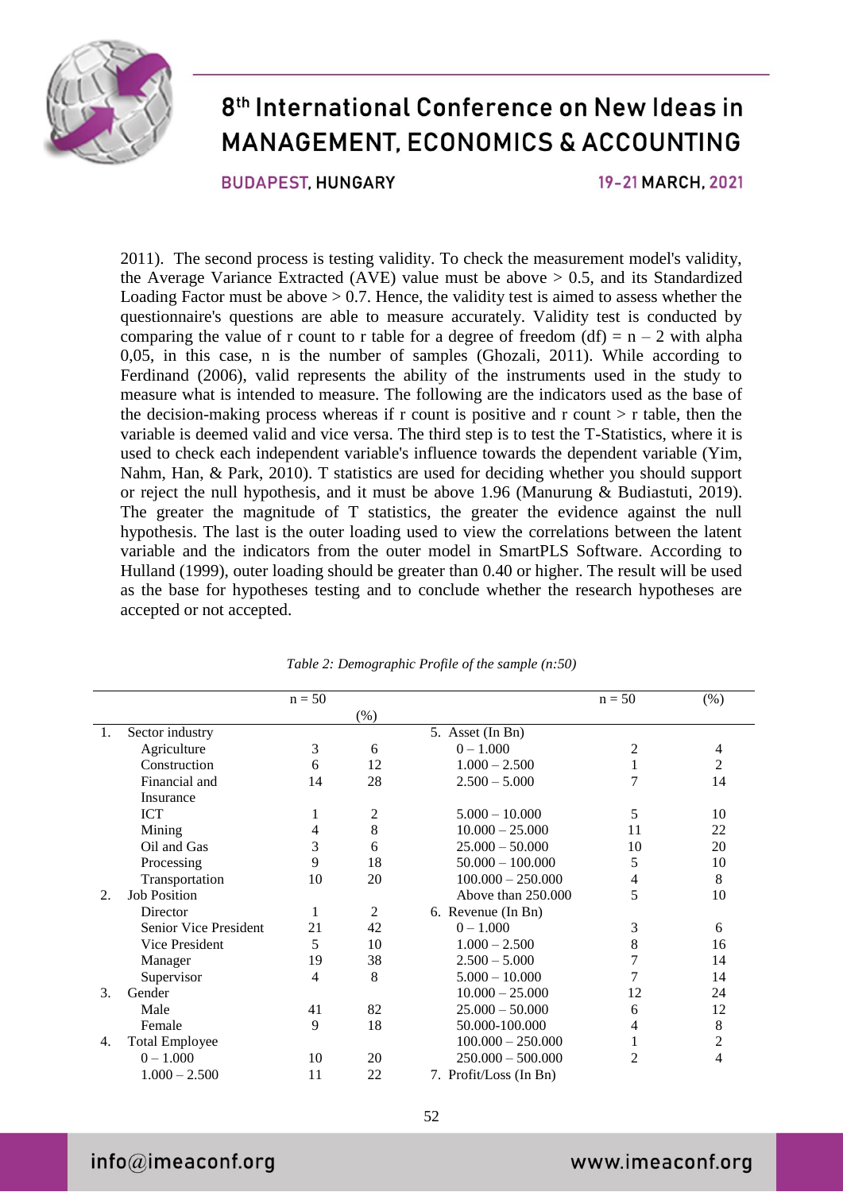2011). The second process is testing validity. To check the measurement model's validity, the Average Variance Extracted (AVE) value must be above > 0.5, and its Standardized Loading Factor must be above > 0.7. Hence, the validity test is aimed to assess whether the questionnaire's questions are able to measure accurately. Validity test is conducted by comparing the value of r count to r table for a degree of freedom (df) = n – 2 with alpha 0,05, in this case, n is the number of samples (Ghozali, 2011). While according to Ferdinand (2006), valid represents the ability of the instruments used in the study to measure what is intended to measure. The following are the indicators used as the base of the decision-making process whereas if r count is positive and r count > r table, then the variable is deemed valid and vice versa. The third step is to test the T-Statistics, where it is used to check each independent variable's influence towards the dependent variable (Yim, Nahm, Han, & Park, 2010). T statistics are used for deciding whether you should support or reject the null hypothesis, and it must be above 1.96 (Manurung & Budiastuti, 2019). The greater the magnitude of T statistics, the greater the evidence against the null hypothesis. The last is the outer loading used to view the correlations between the latent variable and the indicators from the outer model in SmartPLS Software. According to Hulland (1999), outer loading should be greater than 0.40 or higher. The result will be used as the base for hypotheses testing and to conclude whether the research hypotheses are accepted or not accepted.

*Table 2: Demographic Profile of the sample (n:50)*

| | n = 50 | (%) | | n = 50 | (%) |
|---|---|---|---|---|---|
| 1. Sector industry | | | 5. Asset (In Bn) | | |
| Agriculture | 3 | 6 | 0 – 1.000 | 2 | 4 |
| Construction | 6 | 12 | 1.000 – 2.500 | 1 | 2 |
| Financial and Insurance | 14 | 28 | 2.500 – 5.000 | 7 | 14 |
| ICT | 1 | 2 | 5.000 – 10.000 | 5 | 10 |
| Mining | 4 | 8 | 10.000 – 25.000 | 11 | 22 |
| Oil and Gas | 3 | 6 | 25.000 – 50.000 | 10 | 20 |
| Processing | 9 | 18 | 50.000 – 100.000 | 5 | 10 |
| Transportation | 10 | 20 | 100.000 – 250.000 | 4 | 8 |
| 2. Job Position | | | Above than 250.000 | 5 | 10 |
| Director | 1 | 2 | 6. Revenue (In Bn) | | |
| Senior Vice President | 21 | 42 | 0 – 1.000 | 3 | 6 |
| Vice President | 5 | 10 | 1.000 – 2.500 | 8 | 16 |
| Manager | 19 | 38 | 2.500 – 5.000 | 7 | 14 |
| Supervisor | 4 | 8 | 5.000 – 10.000 | 7 | 14 |
| 3. Gender | | | 10.000 – 25.000 | 12 | 24 |
| Male | 41 | 82 | 25.000 – 50.000 | 6 | 12 |
| Female | 9 | 18 | 50.000-100.000 | 4 | 8 |
| 4. Total Employee | | | 100.000 – 250.000 | 1 | 2 |
| 0 – 1.000 | 10 | 20 | 250.000 – 500.000 | 2 | 4 |
| 1.000 – 2.500 | 11 | 22 | 7. Profit/Loss (In Bn) | | |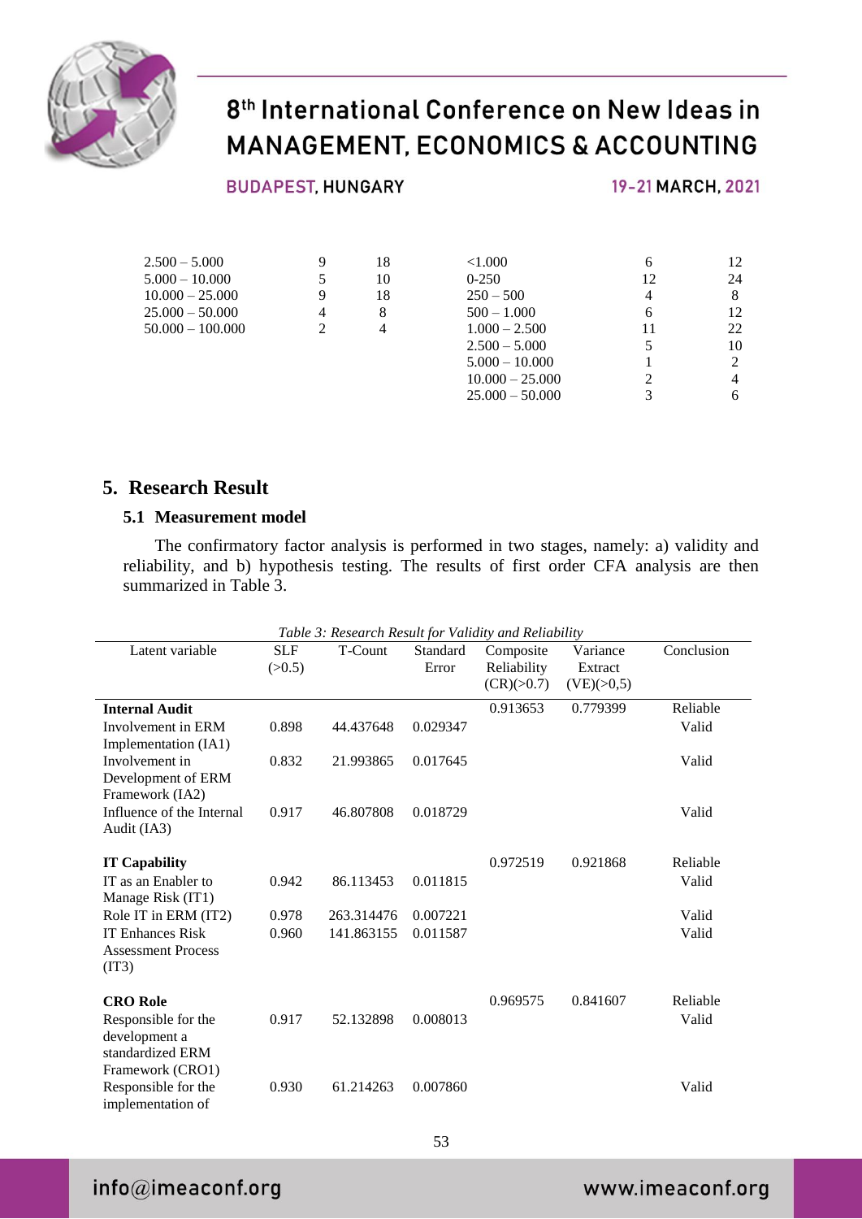| | | | | | |
|---|---|---|---|---|---|
| 2.500 – 5.000 | 9 | 18 | <1.000 | 6 | 12 |
| 5.000 – 10.000 | 5 | 10 | 0-250 | 12 | 24 |
| 10.000 – 25.000 | 9 | 18 | 250 – 500 | 4 | 8 |
| 25.000 – 50.000 | 4 | 8 | 500 – 1.000 | 6 | 12 |
| 50.000 – 100.000 | 2 | 4 | 1.000 – 2.500 | 11 | 22 |
| | | | 2.500 – 5.000 | 5 | 10 |
| | | | 5.000 – 10.000 | 1 | 2 |
| | | | 10.000 – 25.000 | 2 | 4 |
| | | | 25.000 – 50.000 | 3 | 6 |

## 5. Research Result

### 5.1 Measurement model

The confirmatory factor analysis is performed in two stages, namely: a) validity and reliability, and b) hypothesis testing. The results of first order CFA analysis are then summarized in Table 3.

*Table 3: Research Result for Validity and Reliability*

| Latent variable | SLF (>0.5) | T-Count | Standard Error | Composite Reliability (CR)(>0.7) | Variance Extract (VE)(>0,5) | Conclusion |
|---|---|---|---|---|---|---|
| **Internal Audit** | | | | 0.913653 | 0.779399 | Reliable |
| Involvement in ERM Implementation (IA1) | 0.898 | 44.437648 | 0.029347 | | | Valid |
| Involvement in Development of ERM Framework (IA2) | 0.832 | 21.993865 | 0.017645 | | | Valid |
| Influence of the Internal Audit (IA3) | 0.917 | 46.807808 | 0.018729 | | | Valid |
| **IT Capability** | | | | 0.972519 | 0.921868 | Reliable |
| IT as an Enabler to Manage Risk (IT1) | 0.942 | 86.113453 | 0.011815 | | | Valid |
| Role IT in ERM (IT2) | 0.978 | 263.314476 | 0.007221 | | | Valid |
| IT Enhances Risk Assessment Process (IT3) | 0.960 | 141.863155 | 0.011587 | | | Valid |
| **CRO Role** | | | | 0.969575 | 0.841607 | Reliable |
| Responsible for the development a standardized ERM Framework (CRO1) | 0.917 | 52.132898 | 0.008013 | | | Valid |
| Responsible for the implementation of | 0.930 | 61.214263 | 0.007860 | | | Valid |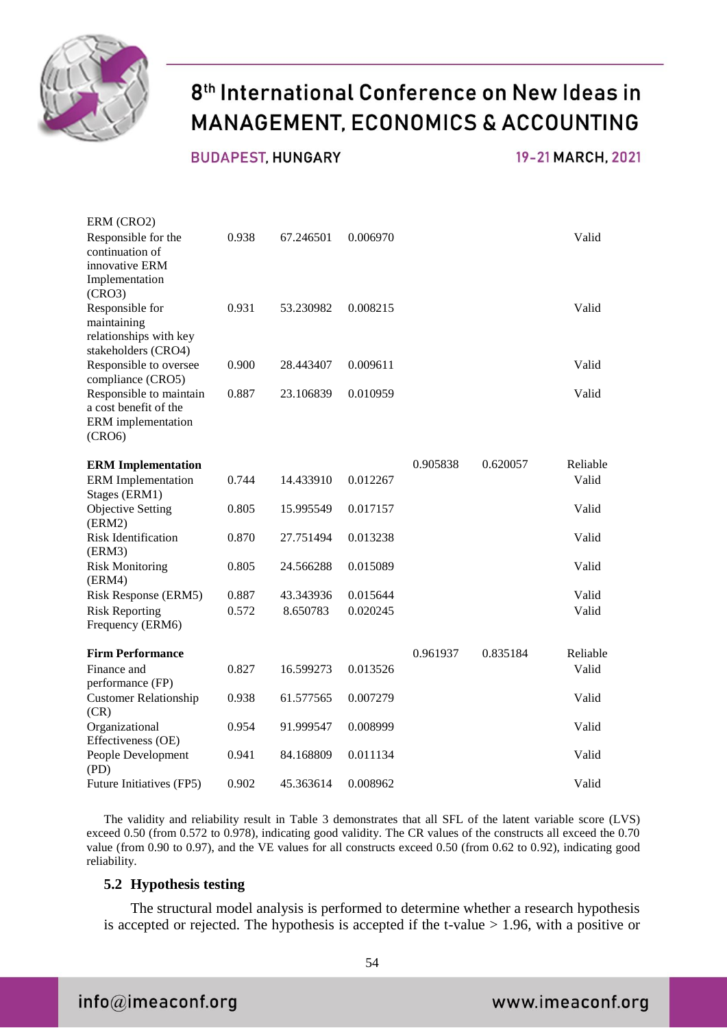| | | | | | | |
|---|---|---|---|---|---|---|
| ERM (CRO2) | | | | | | |
| Responsible for the continuation of innovative ERM Implementation (CRO3) | 0.938 | 67.246501 | 0.006970 | | | Valid |
| Responsible for maintaining relationships with key stakeholders (CRO4) | 0.931 | 53.230982 | 0.008215 | | | Valid |
| Responsible to oversee compliance (CRO5) | 0.900 | 28.443407 | 0.009611 | | | Valid |
| Responsible to maintain a cost benefit of the ERM implementation (CRO6) | 0.887 | 23.106839 | 0.010959 | | | Valid |
| **ERM Implementation** | | | | 0.905838 | 0.620057 | Reliable |
| ERM Implementation Stages (ERM1) | 0.744 | 14.433910 | 0.012267 | | | Valid |
| Objective Setting (ERM2) | 0.805 | 15.995549 | 0.017157 | | | Valid |
| Risk Identification (ERM3) | 0.870 | 27.751494 | 0.013238 | | | Valid |
| Risk Monitoring (ERM4) | 0.805 | 24.566288 | 0.015089 | | | Valid |
| Risk Response (ERM5) | 0.887 | 43.343936 | 0.015644 | | | Valid |
| Risk Reporting Frequency (ERM6) | 0.572 | 8.650783 | 0.020245 | | | Valid |
| **Firm Performance** | | | | 0.961937 | 0.835184 | Reliable |
| Finance and performance (FP) | 0.827 | 16.599273 | 0.013526 | | | Valid |
| Customer Relationship (CR) | 0.938 | 61.577565 | 0.007279 | | | Valid |
| Organizational Effectiveness (OE) | 0.954 | 91.999547 | 0.008999 | | | Valid |
| People Development (PD) | 0.941 | 84.168809 | 0.011134 | | | Valid |
| Future Initiatives (FP5) | 0.902 | 45.363614 | 0.008962 | | | Valid |

The validity and reliability result in Table 3 demonstrates that all SFL of the latent variable score (LVS) exceed 0.50 (from 0.572 to 0.978), indicating good validity. The CR values of the constructs all exceed the 0.70 value (from 0.90 to 0.97), and the VE values for all constructs exceed 0.50 (from 0.62 to 0.92), indicating good reliability.

### 5.2 Hypothesis testing

The structural model analysis is performed to determine whether a research hypothesis is accepted or rejected. The hypothesis is accepted if the t-value > 1.96, with a positive or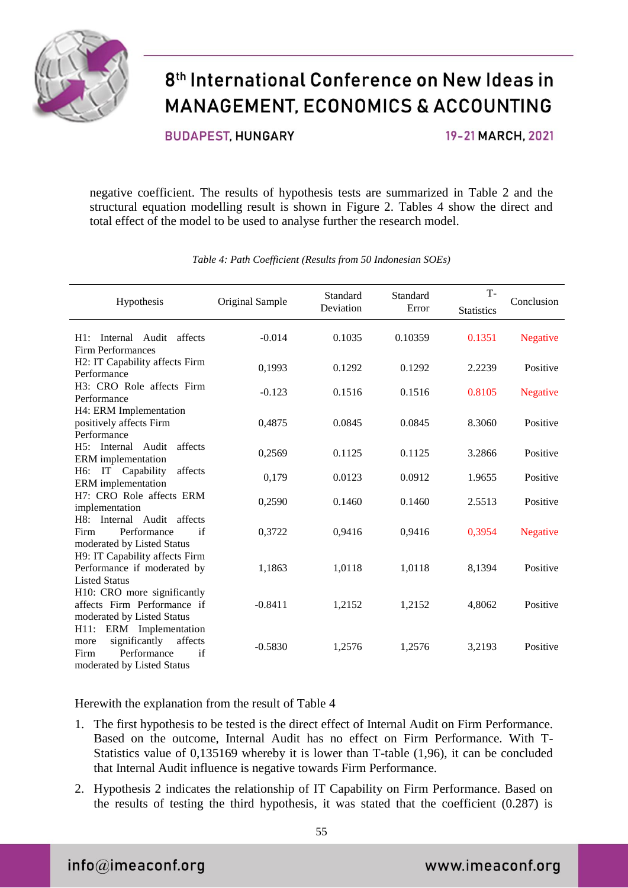negative coefficient. The results of hypothesis tests are summarized in Table 2 and the structural equation modelling result is shown in Figure 2. Tables 4 show the direct and total effect of the model to be used to analyse further the research model.

*Table 4: Path Coefficient (Results from 50 Indonesian SOEs)*

| Hypothesis | Original Sample | Standard Deviation | Standard Error | T-Statistics | Conclusion |
|---|---|---|---|---|---|
| H1: Internal Audit affects Firm Performances | -0.014 | 0.1035 | 0.10359 | 0.1351 | Negative |
| H2: IT Capability affects Firm Performance | 0,1993 | 0.1292 | 0.1292 | 2.2239 | Positive |
| H3: CRO Role affects Firm Performance | -0.123 | 0.1516 | 0.1516 | 0.8105 | Negative |
| H4: ERM Implementation positively affects Firm Performance | 0,4875 | 0.0845 | 0.0845 | 8.3060 | Positive |
| H5: Internal Audit affects ERM implementation | 0,2569 | 0.1125 | 0.1125 | 3.2866 | Positive |
| H6: IT Capability affects ERM implementation | 0,179 | 0.0123 | 0.0912 | 1.9655 | Positive |
| H7: CRO Role affects ERM implementation | 0,2590 | 0.1460 | 0.1460 | 2.5513 | Positive |
| H8: Internal Audit affects Firm Performance if moderated by Listed Status | 0,3722 | 0,9416 | 0,9416 | 0,3954 | Negative |
| H9: IT Capability affects Firm Performance if moderated by Listed Status | 1,1863 | 1,0118 | 1,0118 | 8,1394 | Positive |
| H10: CRO more significantly affects Firm Performance if moderated by Listed Status | -0.8411 | 1,2152 | 1,2152 | 4,8062 | Positive |
| H11: ERM Implementation more significantly affects Firm Performance if moderated by Listed Status | -0.5830 | 1,2576 | 1,2576 | 3,2193 | Positive |

Herewith the explanation from the result of Table 4

1. The first hypothesis to be tested is the direct effect of Internal Audit on Firm Performance. Based on the outcome, Internal Audit has no effect on Firm Performance. With T-Statistics value of 0,135169 whereby it is lower than T-table (1,96), it can be concluded that Internal Audit influence is negative towards Firm Performance.
2. Hypothesis 2 indicates the relationship of IT Capability on Firm Performance. Based on the results of testing the third hypothesis, it was stated that the coefficient (0.287) is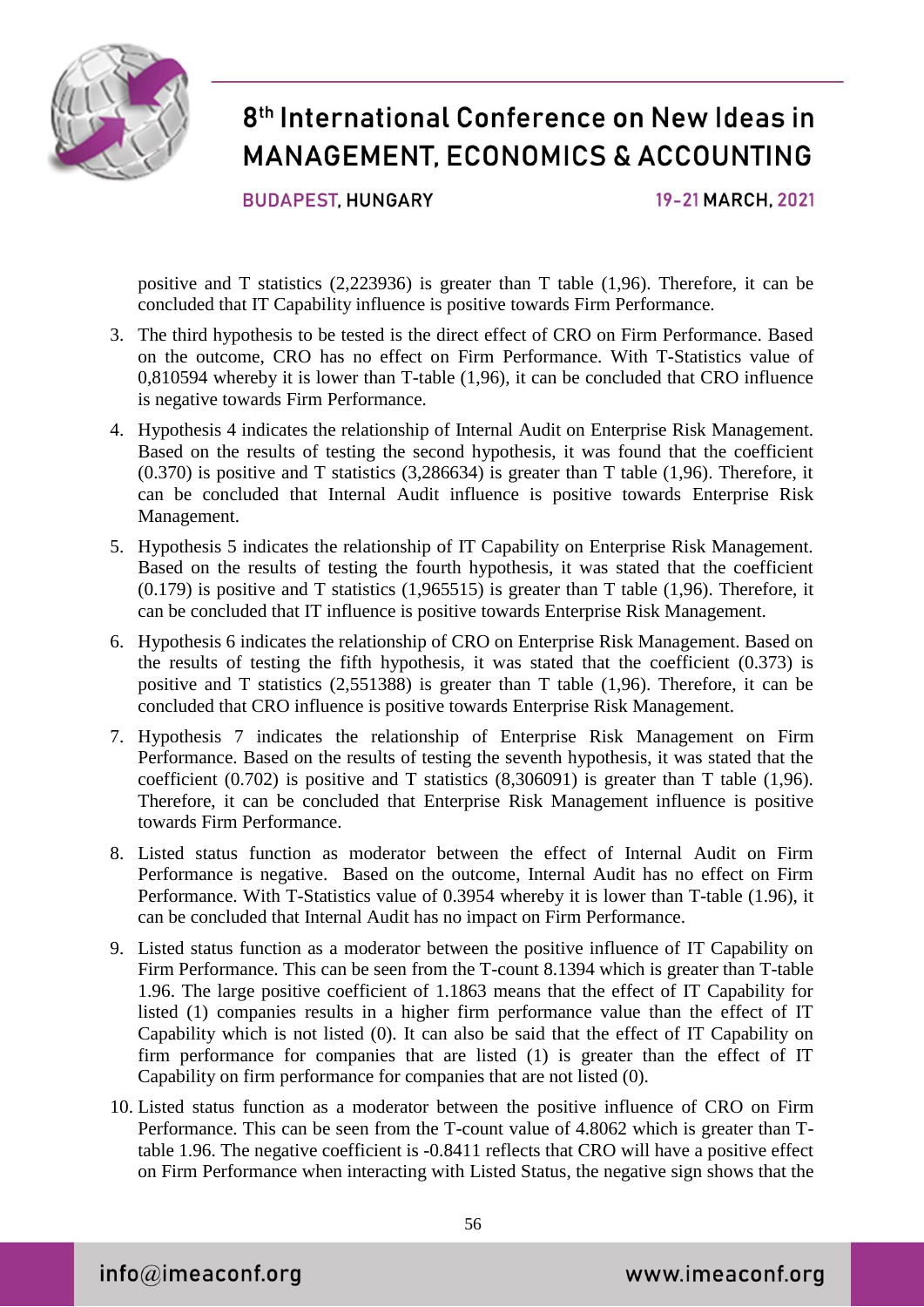positive and T statistics (2,223936) is greater than T table (1,96). Therefore, it can be concluded that IT Capability influence is positive towards Firm Performance.

3. The third hypothesis to be tested is the direct effect of CRO on Firm Performance. Based on the outcome, CRO has no effect on Firm Performance. With T-Statistics value of 0,810594 whereby it is lower than T-table (1,96), it can be concluded that CRO influence is negative towards Firm Performance.
4. Hypothesis 4 indicates the relationship of Internal Audit on Enterprise Risk Management. Based on the results of testing the second hypothesis, it was found that the coefficient (0.370) is positive and T statistics (3,286634) is greater than T table (1,96). Therefore, it can be concluded that Internal Audit influence is positive towards Enterprise Risk Management.
5. Hypothesis 5 indicates the relationship of IT Capability on Enterprise Risk Management. Based on the results of testing the fourth hypothesis, it was stated that the coefficient (0.179) is positive and T statistics (1,965515) is greater than T table (1,96). Therefore, it can be concluded that IT influence is positive towards Enterprise Risk Management.
6. Hypothesis 6 indicates the relationship of CRO on Enterprise Risk Management. Based on the results of testing the fifth hypothesis, it was stated that the coefficient (0.373) is positive and T statistics (2,551388) is greater than T table (1,96). Therefore, it can be concluded that CRO influence is positive towards Enterprise Risk Management.
7. Hypothesis 7 indicates the relationship of Enterprise Risk Management on Firm Performance. Based on the results of testing the seventh hypothesis, it was stated that the coefficient (0.702) is positive and T statistics (8,306091) is greater than T table (1,96). Therefore, it can be concluded that Enterprise Risk Management influence is positive towards Firm Performance.
8. Listed status function as moderator between the effect of Internal Audit on Firm Performance is negative. Based on the outcome, Internal Audit has no effect on Firm Performance. With T-Statistics value of 0.3954 whereby it is lower than T-table (1.96), it can be concluded that Internal Audit has no impact on Firm Performance.
9. Listed status function as a moderator between the positive influence of IT Capability on Firm Performance. This can be seen from the T-count 8.1394 which is greater than T-table 1.96. The large positive coefficient of 1.1863 means that the effect of IT Capability for listed (1) companies results in a higher firm performance value than the effect of IT Capability which is not listed (0). It can also be said that the effect of IT Capability on firm performance for companies that are listed (1) is greater than the effect of IT Capability on firm performance for companies that are not listed (0).
10. Listed status function as a moderator between the positive influence of CRO on Firm Performance. This can be seen from the T-count value of 4.8062 which is greater than T-table 1.96. The negative coefficient is -0.8411 reflects that CRO will have a positive effect on Firm Performance when interacting with Listed Status, the negative sign shows that the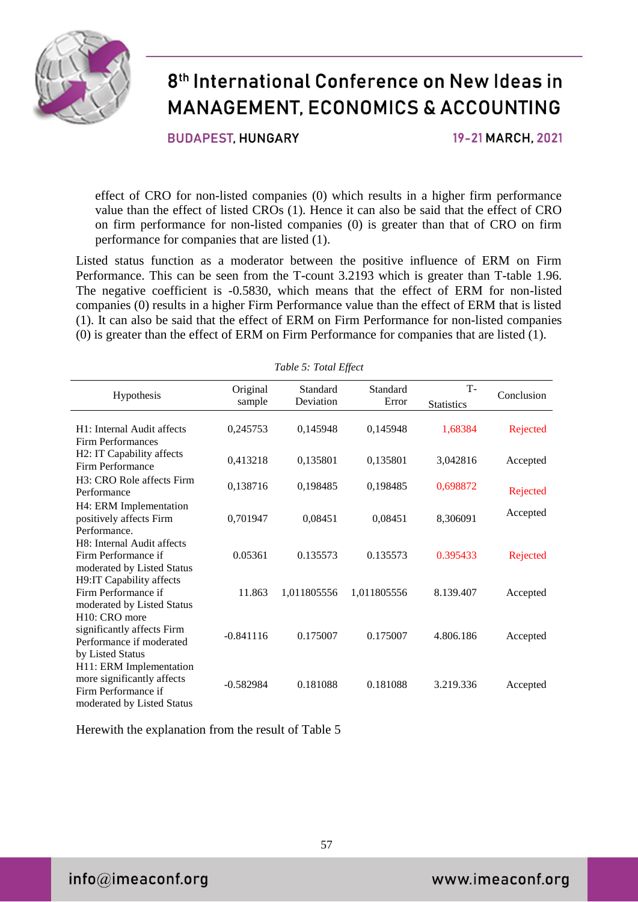effect of CRO for non-listed companies (0) which results in a higher firm performance value than the effect of listed CROs (1). Hence it can also be said that the effect of CRO on firm performance for non-listed companies (0) is greater than that of CRO on firm performance for companies that are listed (1).

Listed status function as a moderator between the positive influence of ERM on Firm Performance. This can be seen from the T-count 3.2193 which is greater than T-table 1.96. The negative coefficient is -0.5830, which means that the effect of ERM for non-listed companies (0) results in a higher Firm Performance value than the effect of ERM that is listed (1). It can also be said that the effect of ERM on Firm Performance for non-listed companies (0) is greater than the effect of ERM on Firm Performance for companies that are listed (1).

*Table 5: Total Effect*

| Hypothesis | Original sample | Standard Deviation | Standard Error | T-Statistics | Conclusion |
|---|---|---|---|---|---|
| H1: Internal Audit affects Firm Performances | 0,245753 | 0,145948 | 0,145948 | 1,68384 | Rejected |
| H2: IT Capability affects Firm Performance | 0,413218 | 0,135801 | 0,135801 | 3,042816 | Accepted |
| H3: CRO Role affects Firm Performance | 0,138716 | 0,198485 | 0,198485 | 0,698872 | Rejected |
| H4: ERM Implementation positively affects Firm Performance. | 0,701947 | 0,08451 | 0,08451 | 8,306091 | Accepted |
| H8: Internal Audit affects Firm Performance if moderated by Listed Status | 0.05361 | 0.135573 | 0.135573 | 0.395433 | Rejected |
| H9:IT Capability affects Firm Performance if moderated by Listed Status | 11.863 | 1,011805556 | 1,011805556 | 8.139.407 | Accepted |
| H10: CRO more significantly affects Firm Performance if moderated by Listed Status | -0.841116 | 0.175007 | 0.175007 | 4.806.186 | Accepted |
| H11: ERM Implementation more significantly affects Firm Performance if moderated by Listed Status | -0.582984 | 0.181088 | 0.181088 | 3.219.336 | Accepted |

Herewith the explanation from the result of Table 5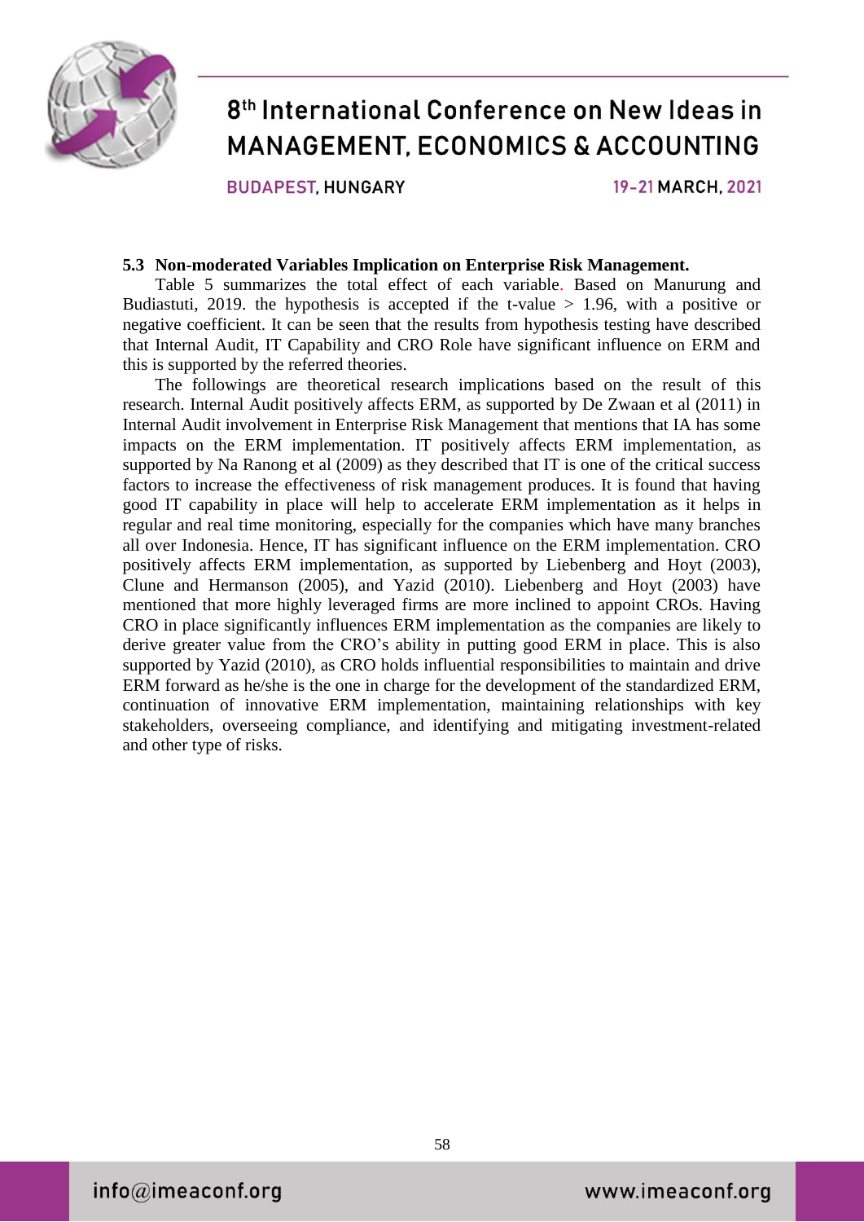### 5.3 Non-moderated Variables Implication on Enterprise Risk Management.

Table 5 summarizes the total effect of each variable. Based on Manurung and Budiastuti, 2019. the hypothesis is accepted if the t-value > 1.96, with a positive or negative coefficient. It can be seen that the results from hypothesis testing have described that Internal Audit, IT Capability and CRO Role have significant influence on ERM and this is supported by the referred theories.

The followings are theoretical research implications based on the result of this research. Internal Audit positively affects ERM, as supported by De Zwaan et al (2011) in Internal Audit involvement in Enterprise Risk Management that mentions that IA has some impacts on the ERM implementation. IT positively affects ERM implementation, as supported by Na Ranong et al (2009) as they described that IT is one of the critical success factors to increase the effectiveness of risk management produces. It is found that having good IT capability in place will help to accelerate ERM implementation as it helps in regular and real time monitoring, especially for the companies which have many branches all over Indonesia. Hence, IT has significant influence on the ERM implementation. CRO positively affects ERM implementation, as supported by Liebenberg and Hoyt (2003), Clune and Hermanson (2005), and Yazid (2010). Liebenberg and Hoyt (2003) have mentioned that more highly leveraged firms are more inclined to appoint CROs. Having CRO in place significantly influences ERM implementation as the companies are likely to derive greater value from the CRO's ability in putting good ERM in place. This is also supported by Yazid (2010), as CRO holds influential responsibilities to maintain and drive ERM forward as he/she is the one in charge for the development of the standardized ERM, continuation of innovative ERM implementation, maintaining relationships with key stakeholders, overseeing compliance, and identifying and mitigating investment-related and other type of risks.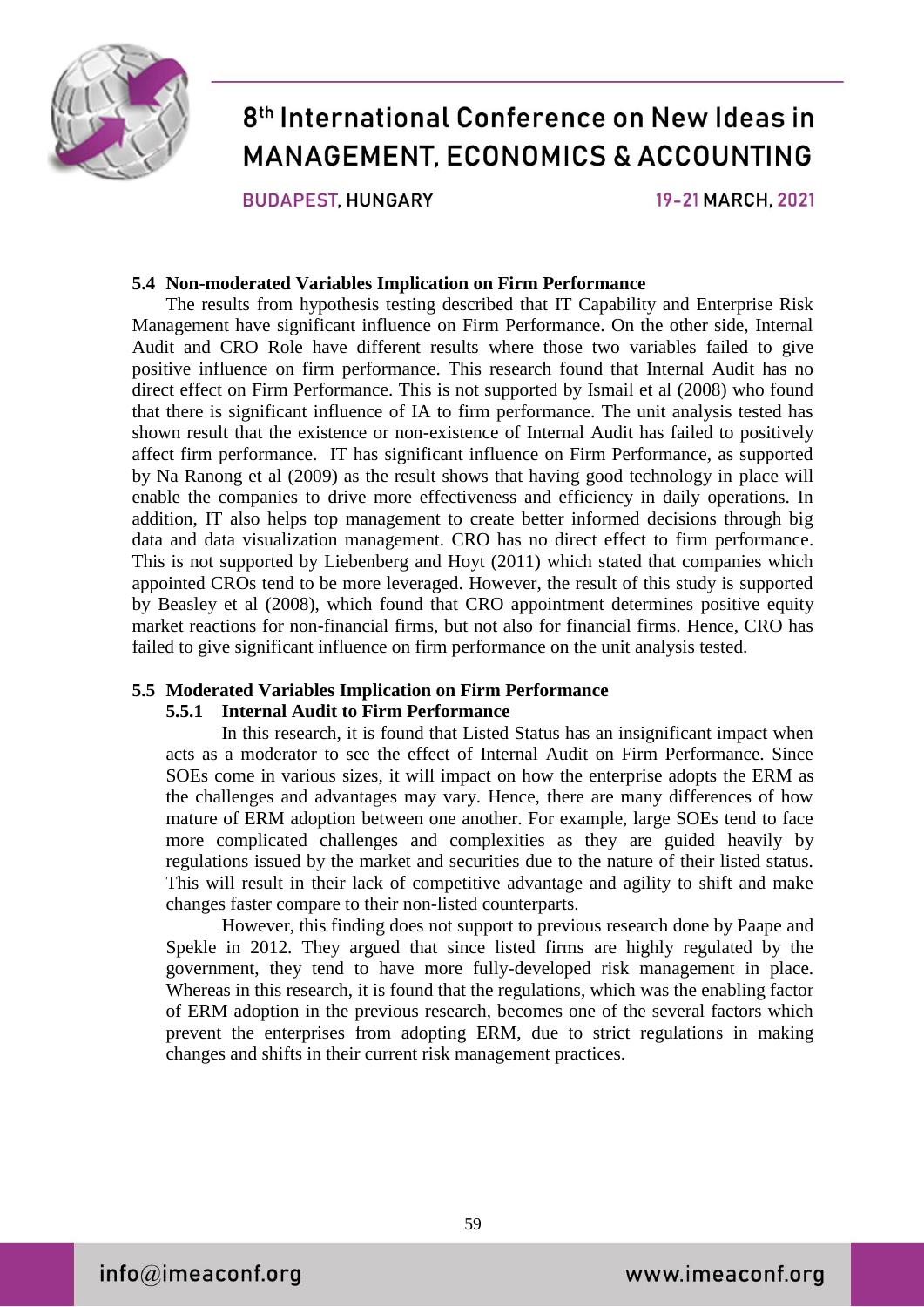### 5.4 Non-moderated Variables Implication on Firm Performance

The results from hypothesis testing described that IT Capability and Enterprise Risk Management have significant influence on Firm Performance. On the other side, Internal Audit and CRO Role have different results where those two variables failed to give positive influence on firm performance. This research found that Internal Audit has no direct effect on Firm Performance. This is not supported by Ismail et al (2008) who found that there is significant influence of IA to firm performance. The unit analysis tested has shown result that the existence or non-existence of Internal Audit has failed to positively affect firm performance. IT has significant influence on Firm Performance, as supported by Na Ranong et al (2009) as the result shows that having good technology in place will enable the companies to drive more effectiveness and efficiency in daily operations. In addition, IT also helps top management to create better informed decisions through big data and data visualization management. CRO has no direct effect to firm performance. This is not supported by Liebenberg and Hoyt (2011) which stated that companies which appointed CROs tend to be more leveraged. However, the result of this study is supported by Beasley et al (2008), which found that CRO appointment determines positive equity market reactions for non-financial firms, but not also for financial firms. Hence, CRO has failed to give significant influence on firm performance on the unit analysis tested.

### 5.5 Moderated Variables Implication on Firm Performance

#### 5.5.1 Internal Audit to Firm Performance

In this research, it is found that Listed Status has an insignificant impact when acts as a moderator to see the effect of Internal Audit on Firm Performance. Since SOEs come in various sizes, it will impact on how the enterprise adopts the ERM as the challenges and advantages may vary. Hence, there are many differences of how mature of ERM adoption between one another. For example, large SOEs tend to face more complicated challenges and complexities as they are guided heavily by regulations issued by the market and securities due to the nature of their listed status. This will result in their lack of competitive advantage and agility to shift and make changes faster compare to their non-listed counterparts.

However, this finding does not support to previous research done by Paape and Spekle in 2012. They argued that since listed firms are highly regulated by the government, they tend to have more fully-developed risk management in place. Whereas in this research, it is found that the regulations, which was the enabling factor of ERM adoption in the previous research, becomes one of the several factors which prevent the enterprises from adopting ERM, due to strict regulations in making changes and shifts in their current risk management practices.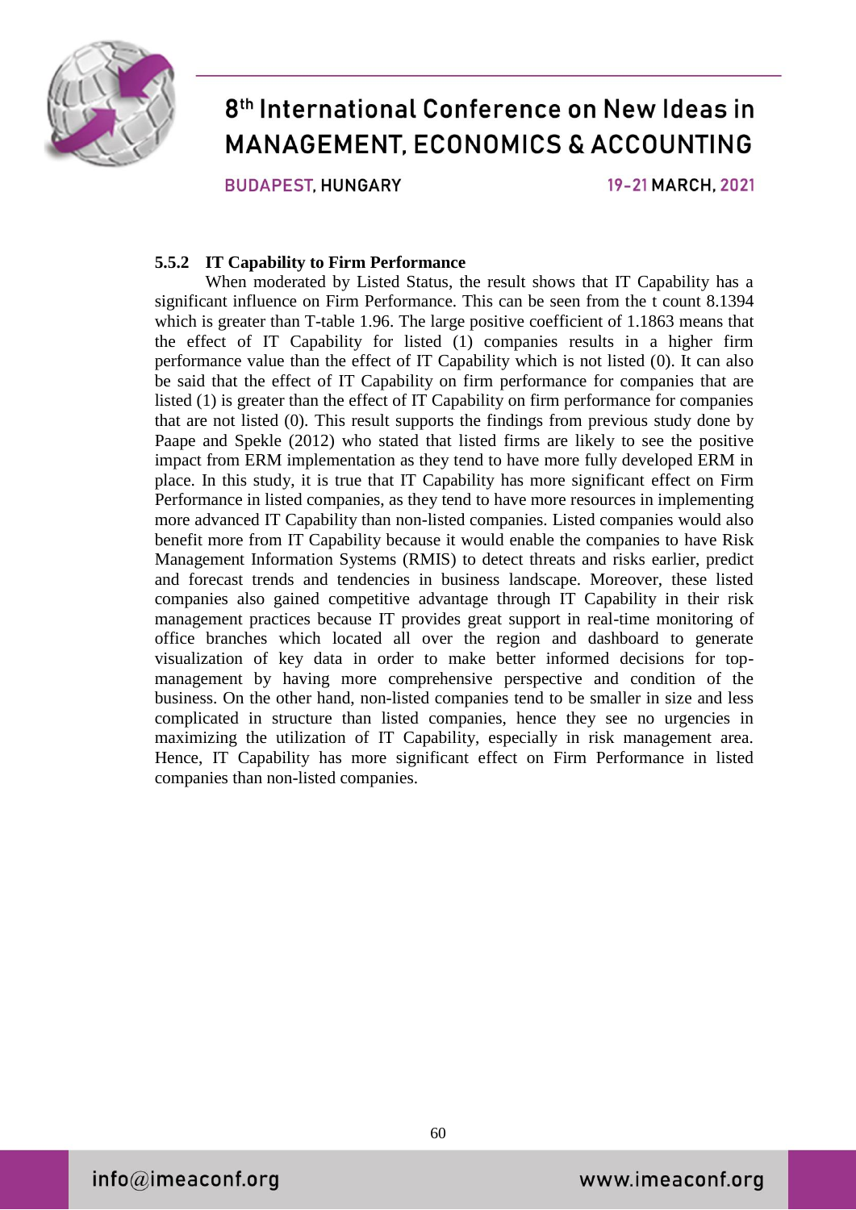#### 5.5.2 IT Capability to Firm Performance

When moderated by Listed Status, the result shows that IT Capability has a significant influence on Firm Performance. This can be seen from the t count 8.1394 which is greater than T-table 1.96. The large positive coefficient of 1.1863 means that the effect of IT Capability for listed (1) companies results in a higher firm performance value than the effect of IT Capability which is not listed (0). It can also be said that the effect of IT Capability on firm performance for companies that are listed (1) is greater than the effect of IT Capability on firm performance for companies that are not listed (0). This result supports the findings from previous study done by Paape and Spekle (2012) who stated that listed firms are likely to see the positive impact from ERM implementation as they tend to have more fully developed ERM in place. In this study, it is true that IT Capability has more significant effect on Firm Performance in listed companies, as they tend to have more resources in implementing more advanced IT Capability than non-listed companies. Listed companies would also benefit more from IT Capability because it would enable the companies to have Risk Management Information Systems (RMIS) to detect threats and risks earlier, predict and forecast trends and tendencies in business landscape. Moreover, these listed companies also gained competitive advantage through IT Capability in their risk management practices because IT provides great support in real-time monitoring of office branches which located all over the region and dashboard to generate visualization of key data in order to make better informed decisions for top-management by having more comprehensive perspective and condition of the business. On the other hand, non-listed companies tend to be smaller in size and less complicated in structure than listed companies, hence they see no urgencies in maximizing the utilization of IT Capability, especially in risk management area. Hence, IT Capability has more significant effect on Firm Performance in listed companies than non-listed companies.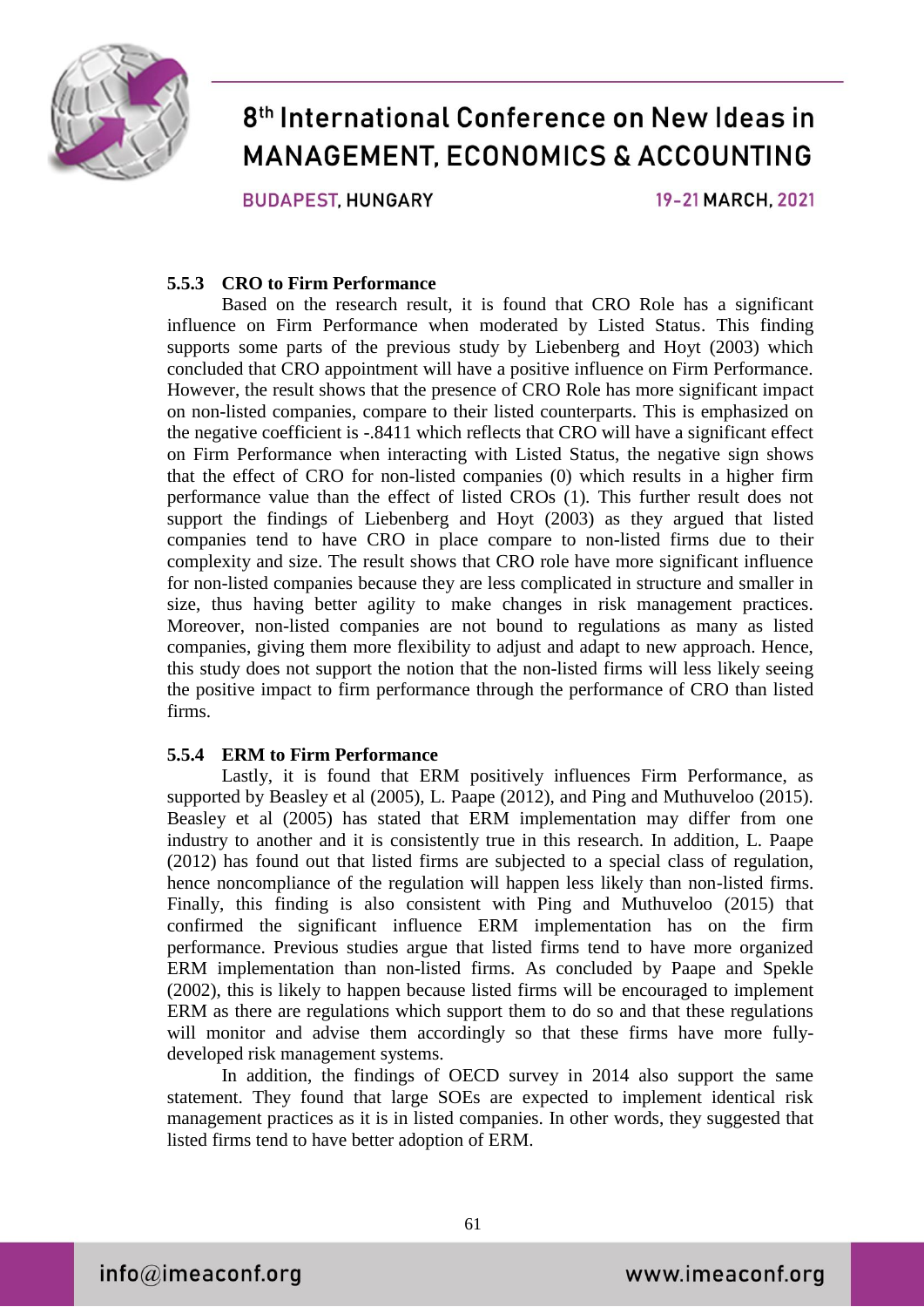#### 5.5.3 CRO to Firm Performance

Based on the research result, it is found that CRO Role has a significant influence on Firm Performance when moderated by Listed Status. This finding supports some parts of the previous study by Liebenberg and Hoyt (2003) which concluded that CRO appointment will have a positive influence on Firm Performance. However, the result shows that the presence of CRO Role has more significant impact on non-listed companies, compare to their listed counterparts. This is emphasized on the negative coefficient is -.8411 which reflects that CRO will have a significant effect on Firm Performance when interacting with Listed Status, the negative sign shows that the effect of CRO for non-listed companies (0) which results in a higher firm performance value than the effect of listed CROs (1). This further result does not support the findings of Liebenberg and Hoyt (2003) as they argued that listed companies tend to have CRO in place compare to non-listed firms due to their complexity and size. The result shows that CRO role have more significant influence for non-listed companies because they are less complicated in structure and smaller in size, thus having better agility to make changes in risk management practices. Moreover, non-listed companies are not bound to regulations as many as listed companies, giving them more flexibility to adjust and adapt to new approach. Hence, this study does not support the notion that the non-listed firms will less likely seeing the positive impact to firm performance through the performance of CRO than listed firms.

#### 5.5.4 ERM to Firm Performance

Lastly, it is found that ERM positively influences Firm Performance, as supported by Beasley et al (2005), L. Paape (2012), and Ping and Muthuveloo (2015). Beasley et al (2005) has stated that ERM implementation may differ from one industry to another and it is consistently true in this research. In addition, L. Paape (2012) has found out that listed firms are subjected to a special class of regulation, hence noncompliance of the regulation will happen less likely than non-listed firms. Finally, this finding is also consistent with Ping and Muthuveloo (2015) that confirmed the significant influence ERM implementation has on the firm performance. Previous studies argue that listed firms tend to have more organized ERM implementation than non-listed firms. As concluded by Paape and Spekle (2002), this is likely to happen because listed firms will be encouraged to implement ERM as there are regulations which support them to do so and that these regulations will monitor and advise them accordingly so that these firms have more fully-developed risk management systems.

In addition, the findings of OECD survey in 2014 also support the same statement. They found that large SOEs are expected to implement identical risk management practices as it is in listed companies. In other words, they suggested that listed firms tend to have better adoption of ERM.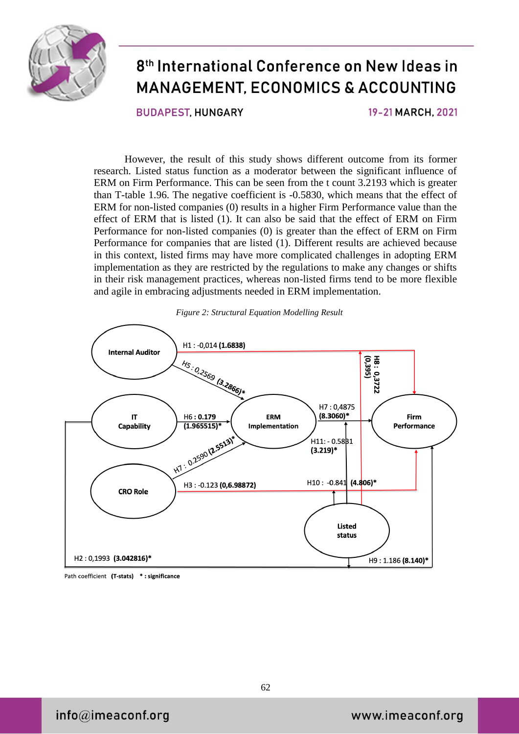However, the result of this study shows different outcome from its former research. Listed status function as a moderator between the significant influence of ERM on Firm Performance. This can be seen from the t count 3.2193 which is greater than T-table 1.96. The negative coefficient is -0.5830, which means that the effect of ERM for non-listed companies (0) results in a higher Firm Performance value than the effect of ERM that is listed (1). It can also be said that the effect of ERM on Firm Performance for non-listed companies (0) is greater than the effect of ERM on Firm Performance for companies that are listed (1). Different results are achieved because in this context, listed firms may have more complicated challenges in adopting ERM implementation as they are restricted by the regulations to make any changes or shifts in their risk management practices, whereas non-listed firms tend to be more flexible and agile in embracing adjustments needed in ERM implementation.

*Figure 2: Structural Equation Modelling Result*

Internal Auditor — H1 : -0,014 **(1.6838)** → Firm Performance

Internal Auditor — H5 : 0,2569 **(3.2866)*** → ERM Implementation

IT Capability — H6 : **0.179 (1.965515)*** → ERM Implementation

CRO Role — H7 : 0.2590 **(2.5513)*** → ERM Implementation

ERM Implementation — H7 : 0,4875 **(8.3060)*** → Firm Performance

H8 : 0,3722 **(0,395)**

H11: - 0.5831 **(3.219)***

CRO Role — H3 : -0.123 **(0,6.98872)** → Firm Performance

H10 : -0.841 **(4.806)***

Listed status

IT Capability — H2 : 0,1993 **(3.042816)*** → Firm Performance

H9 : 1.186 **(8.140)***

Path coefficient **(T-stats)** *** : significance**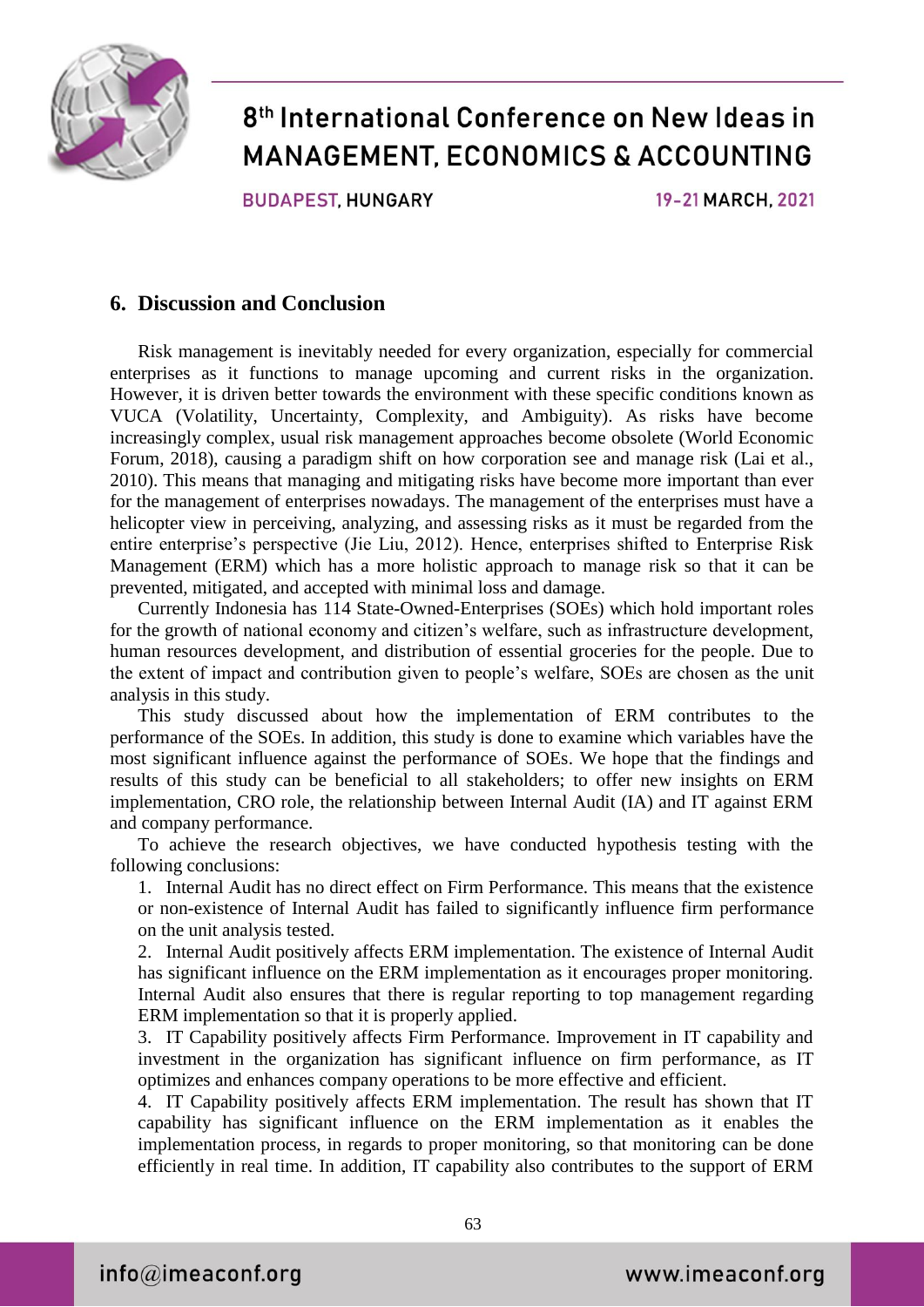## 6. Discussion and Conclusion

Risk management is inevitably needed for every organization, especially for commercial enterprises as it functions to manage upcoming and current risks in the organization. However, it is driven better towards the environment with these specific conditions known as VUCA (Volatility, Uncertainty, Complexity, and Ambiguity). As risks have become increasingly complex, usual risk management approaches become obsolete (World Economic Forum, 2018), causing a paradigm shift on how corporation see and manage risk (Lai et al., 2010). This means that managing and mitigating risks have become more important than ever for the management of enterprises nowadays. The management of the enterprises must have a helicopter view in perceiving, analyzing, and assessing risks as it must be regarded from the entire enterprise's perspective (Jie Liu, 2012). Hence, enterprises shifted to Enterprise Risk Management (ERM) which has a more holistic approach to manage risk so that it can be prevented, mitigated, and accepted with minimal loss and damage.

Currently Indonesia has 114 State-Owned-Enterprises (SOEs) which hold important roles for the growth of national economy and citizen's welfare, such as infrastructure development, human resources development, and distribution of essential groceries for the people. Due to the extent of impact and contribution given to people's welfare, SOEs are chosen as the unit analysis in this study.

This study discussed about how the implementation of ERM contributes to the performance of the SOEs. In addition, this study is done to examine which variables have the most significant influence against the performance of SOEs. We hope that the findings and results of this study can be beneficial to all stakeholders; to offer new insights on ERM implementation, CRO role, the relationship between Internal Audit (IA) and IT against ERM and company performance.

To achieve the research objectives, we have conducted hypothesis testing with the following conclusions:

1. Internal Audit has no direct effect on Firm Performance. This means that the existence or non-existence of Internal Audit has failed to significantly influence firm performance on the unit analysis tested.
2. Internal Audit positively affects ERM implementation. The existence of Internal Audit has significant influence on the ERM implementation as it encourages proper monitoring. Internal Audit also ensures that there is regular reporting to top management regarding ERM implementation so that it is properly applied.
3. IT Capability positively affects Firm Performance. Improvement in IT capability and investment in the organization has significant influence on firm performance, as IT optimizes and enhances company operations to be more effective and efficient.
4. IT Capability positively affects ERM implementation. The result has shown that IT capability has significant influence on the ERM implementation as it enables the implementation process, in regards to proper monitoring, so that monitoring can be done efficiently in real time. In addition, IT capability also contributes to the support of ERM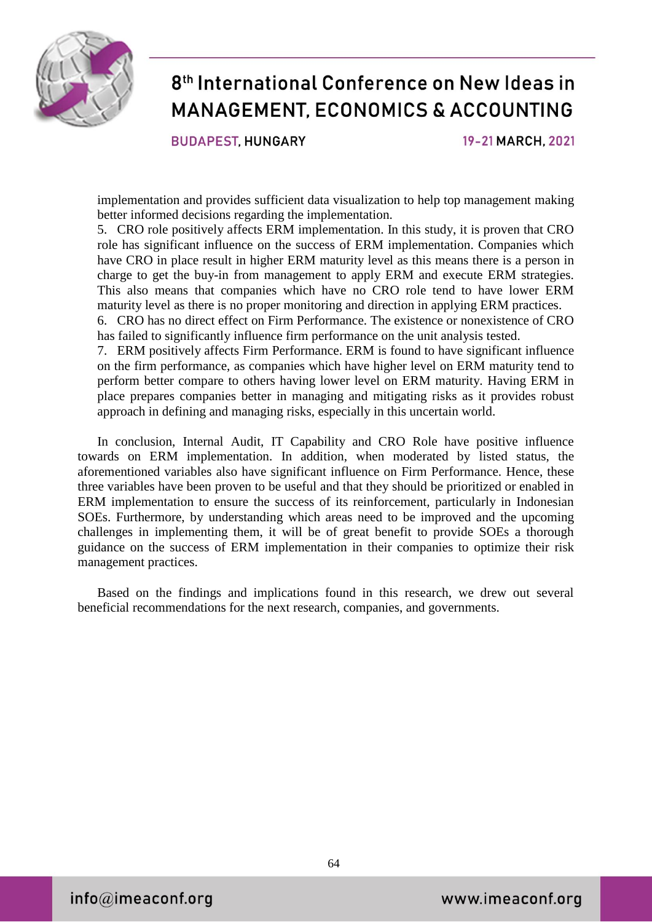implementation and provides sufficient data visualization to help top management making better informed decisions regarding the implementation.

5. CRO role positively affects ERM implementation. In this study, it is proven that CRO role has significant influence on the success of ERM implementation. Companies which have CRO in place result in higher ERM maturity level as this means there is a person in charge to get the buy-in from management to apply ERM and execute ERM strategies. This also means that companies which have no CRO role tend to have lower ERM maturity level as there is no proper monitoring and direction in applying ERM practices.
6. CRO has no direct effect on Firm Performance. The existence or nonexistence of CRO has failed to significantly influence firm performance on the unit analysis tested.
7. ERM positively affects Firm Performance. ERM is found to have significant influence on the firm performance, as companies which have higher level on ERM maturity tend to perform better compare to others having lower level on ERM maturity. Having ERM in place prepares companies better in managing and mitigating risks as it provides robust approach in defining and managing risks, especially in this uncertain world.

In conclusion, Internal Audit, IT Capability and CRO Role have positive influence towards on ERM implementation. In addition, when moderated by listed status, the aforementioned variables also have significant influence on Firm Performance. Hence, these three variables have been proven to be useful and that they should be prioritized or enabled in ERM implementation to ensure the success of its reinforcement, particularly in Indonesian SOEs. Furthermore, by understanding which areas need to be improved and the upcoming challenges in implementing them, it will be of great benefit to provide SOEs a thorough guidance on the success of ERM implementation in their companies to optimize their risk management practices.

Based on the findings and implications found in this research, we drew out several beneficial recommendations for the next research, companies, and governments.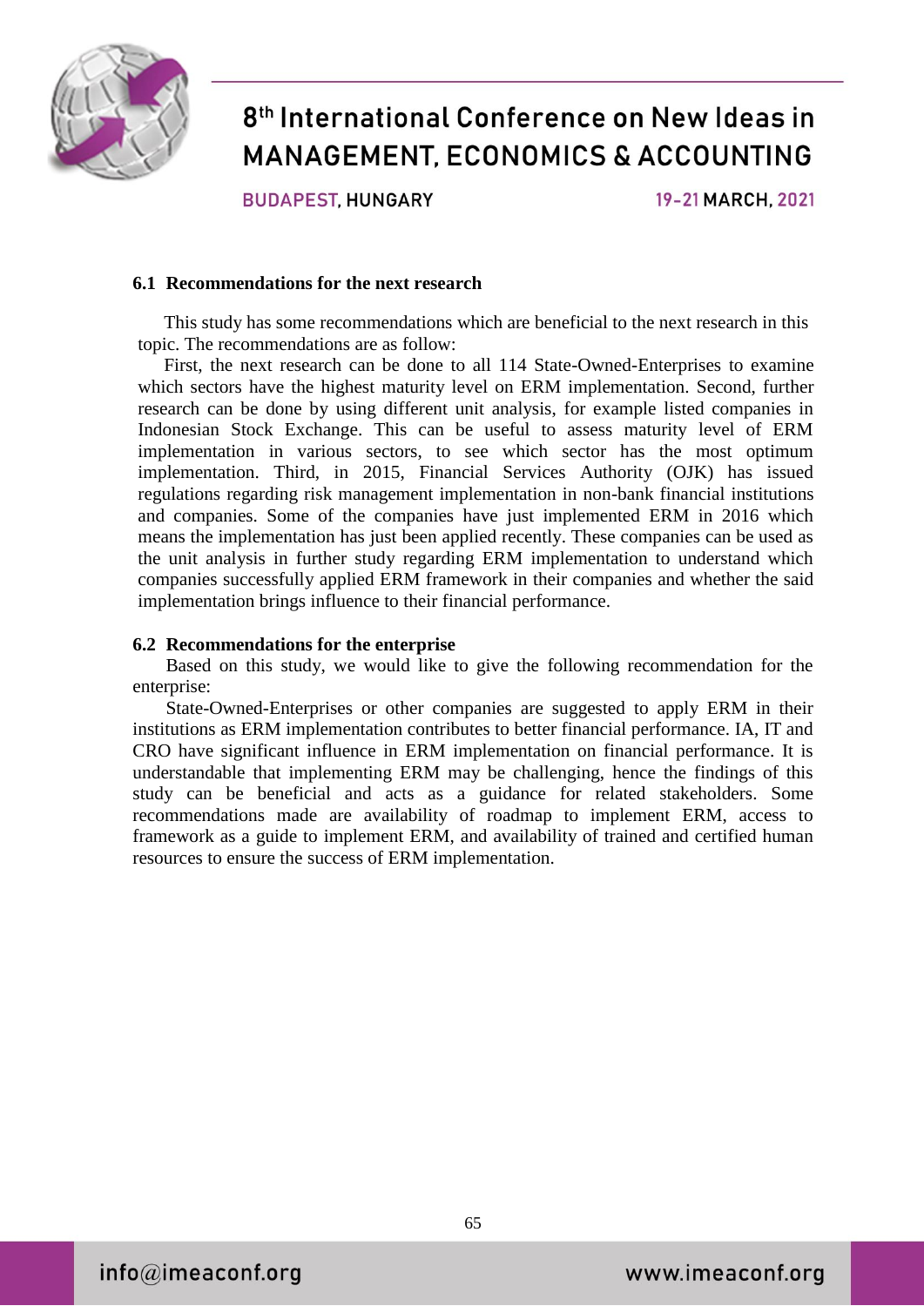### 6.1 Recommendations for the next research

This study has some recommendations which are beneficial to the next research in this topic. The recommendations are as follow:

First, the next research can be done to all 114 State-Owned-Enterprises to examine which sectors have the highest maturity level on ERM implementation. Second, further research can be done by using different unit analysis, for example listed companies in Indonesian Stock Exchange. This can be useful to assess maturity level of ERM implementation in various sectors, to see which sector has the most optimum implementation. Third, in 2015, Financial Services Authority (OJK) has issued regulations regarding risk management implementation in non-bank financial institutions and companies. Some of the companies have just implemented ERM in 2016 which means the implementation has just been applied recently. These companies can be used as the unit analysis in further study regarding ERM implementation to understand which companies successfully applied ERM framework in their companies and whether the said implementation brings influence to their financial performance.

### 6.2 Recommendations for the enterprise

Based on this study, we would like to give the following recommendation for the enterprise:

State-Owned-Enterprises or other companies are suggested to apply ERM in their institutions as ERM implementation contributes to better financial performance. IA, IT and CRO have significant influence in ERM implementation on financial performance. It is understandable that implementing ERM may be challenging, hence the findings of this study can be beneficial and acts as a guidance for related stakeholders. Some recommendations made are availability of roadmap to implement ERM, access to framework as a guide to implement ERM, and availability of trained and certified human resources to ensure the success of ERM implementation.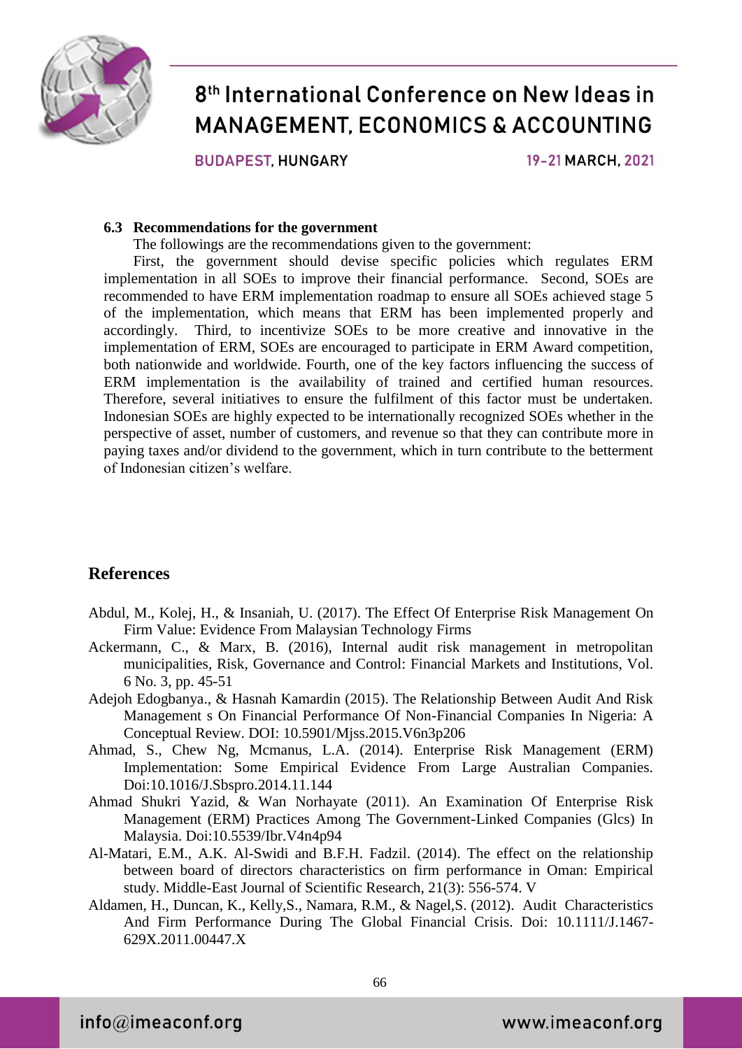### 6.3 Recommendations for the government

The followings are the recommendations given to the government:

First, the government should devise specific policies which regulates ERM implementation in all SOEs to improve their financial performance. Second, SOEs are recommended to have ERM implementation roadmap to ensure all SOEs achieved stage 5 of the implementation, which means that ERM has been implemented properly and accordingly. Third, to incentivize SOEs to be more creative and innovative in the implementation of ERM, SOEs are encouraged to participate in ERM Award competition, both nationwide and worldwide. Fourth, one of the key factors influencing the success of ERM implementation is the availability of trained and certified human resources. Therefore, several initiatives to ensure the fulfilment of this factor must be undertaken. Indonesian SOEs are highly expected to be internationally recognized SOEs whether in the perspective of asset, number of customers, and revenue so that they can contribute more in paying taxes and/or dividend to the government, which in turn contribute to the betterment of Indonesian citizen's welfare.

## References

Abdul, M., Kolej, H., & Insaniah, U. (2017). The Effect Of Enterprise Risk Management On Firm Value: Evidence From Malaysian Technology Firms

Ackermann, C., & Marx, B. (2016), Internal audit risk management in metropolitan municipalities, Risk, Governance and Control: Financial Markets and Institutions, Vol. 6 No. 3, pp. 45-51

Adejoh Edogbanya., & Hasnah Kamardin (2015). The Relationship Between Audit And Risk Management s On Financial Performance Of Non-Financial Companies In Nigeria: A Conceptual Review. DOI: 10.5901/Mjss.2015.V6n3p206

Ahmad, S., Chew Ng, Mcmanus, L.A. (2014). Enterprise Risk Management (ERM) Implementation: Some Empirical Evidence From Large Australian Companies. Doi:10.1016/J.Sbspro.2014.11.144

Ahmad Shukri Yazid, & Wan Norhayate (2011). An Examination Of Enterprise Risk Management (ERM) Practices Among The Government-Linked Companies (Glcs) In Malaysia. Doi:10.5539/Ibr.V4n4p94

Al-Matari, E.M., A.K. Al-Swidi and B.F.H. Fadzil. (2014). The effect on the relationship between board of directors characteristics on firm performance in Oman: Empirical study. Middle-East Journal of Scientific Research, 21(3): 556-574. V

Aldamen, H., Duncan, K., Kelly,S., Namara, R.M., & Nagel,S. (2012). Audit Characteristics And Firm Performance During The Global Financial Crisis. Doi: 10.1111/J.1467-629X.2011.00447.X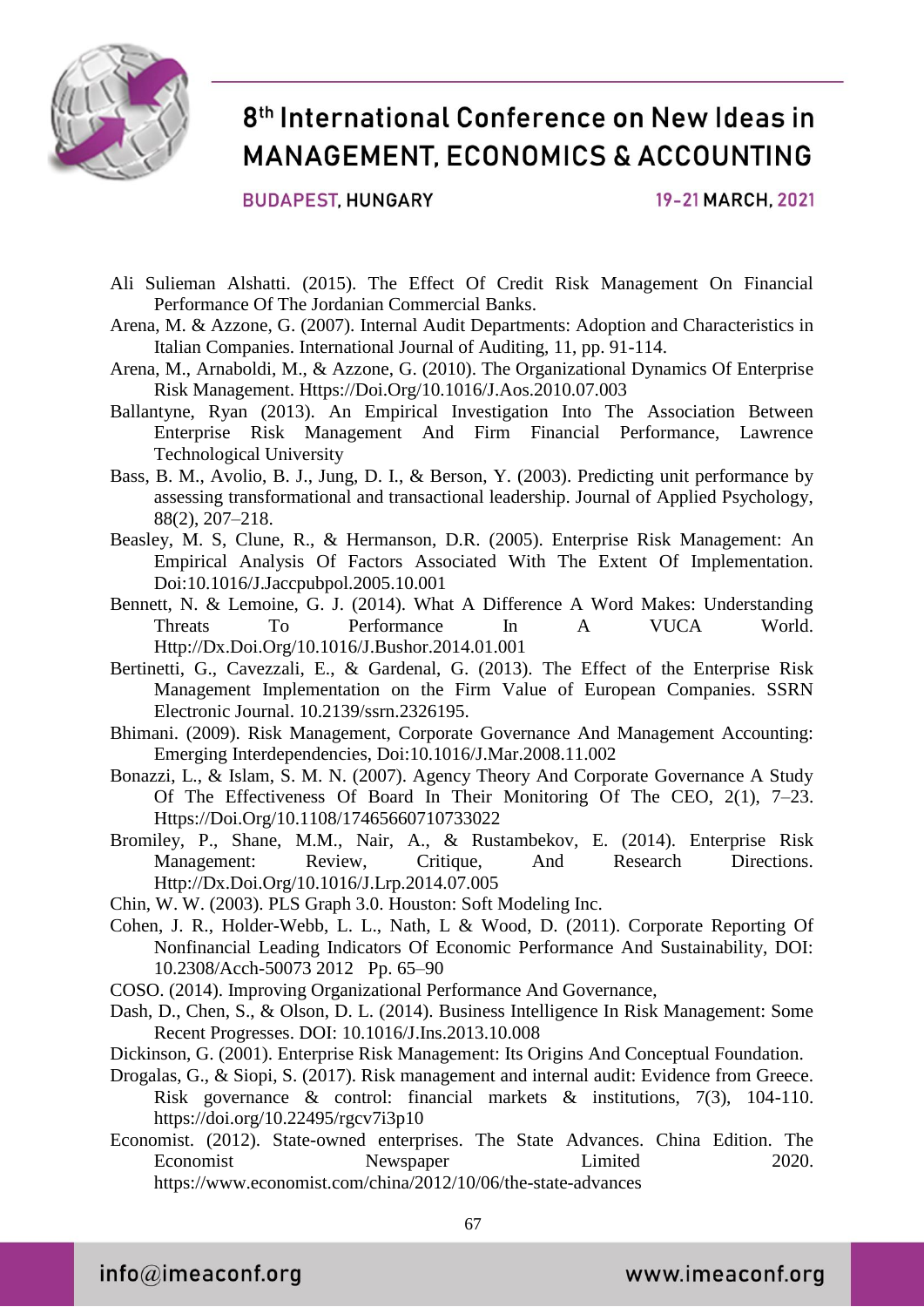Ali Sulieman Alshatti. (2015). The Effect Of Credit Risk Management On Financial Performance Of The Jordanian Commercial Banks.

Arena, M. & Azzone, G. (2007). Internal Audit Departments: Adoption and Characteristics in Italian Companies. International Journal of Auditing, 11, pp. 91-114.

Arena, M., Arnaboldi, M., & Azzone, G. (2010). The Organizational Dynamics Of Enterprise Risk Management. Https://Doi.Org/10.1016/J.Aos.2010.07.003

Ballantyne, Ryan (2013). An Empirical Investigation Into The Association Between Enterprise Risk Management And Firm Financial Performance, Lawrence Technological University

Bass, B. M., Avolio, B. J., Jung, D. I., & Berson, Y. (2003). Predicting unit performance by assessing transformational and transactional leadership. Journal of Applied Psychology, 88(2), 207–218.

Beasley, M. S, Clune, R., & Hermanson, D.R. (2005). Enterprise Risk Management: An Empirical Analysis Of Factors Associated With The Extent Of Implementation. Doi:10.1016/J.Jaccpubpol.2005.10.001

Bennett, N. & Lemoine, G. J. (2014). What A Difference A Word Makes: Understanding Threats To Performance In A VUCA World. Http://Dx.Doi.Org/10.1016/J.Bushor.2014.01.001

Bertinetti, G., Cavezzali, E., & Gardenal, G. (2013). The Effect of the Enterprise Risk Management Implementation on the Firm Value of European Companies. SSRN Electronic Journal. 10.2139/ssrn.2326195.

Bhimani. (2009). Risk Management, Corporate Governance And Management Accounting: Emerging Interdependencies, Doi:10.1016/J.Mar.2008.11.002

Bonazzi, L., & Islam, S. M. N. (2007). Agency Theory And Corporate Governance A Study Of The Effectiveness Of Board In Their Monitoring Of The CEO, 2(1), 7–23. Https://Doi.Org/10.1108/17465660710733022

Bromiley, P., Shane, M.M., Nair, A., & Rustambekov, E. (2014). Enterprise Risk Management: Review, Critique, And Research Directions. Http://Dx.Doi.Org/10.1016/J.Lrp.2014.07.005

Chin, W. W. (2003). PLS Graph 3.0. Houston: Soft Modeling Inc.

Cohen, J. R., Holder-Webb, L. L., Nath, L & Wood, D. (2011). Corporate Reporting Of Nonfinancial Leading Indicators Of Economic Performance And Sustainability, DOI: 10.2308/Acch-50073 2012 Pp. 65–90

COSO. (2014). Improving Organizational Performance And Governance,

Dash, D., Chen, S., & Olson, D. L. (2014). Business Intelligence In Risk Management: Some Recent Progresses. DOI: 10.1016/J.Ins.2013.10.008

Dickinson, G. (2001). Enterprise Risk Management: Its Origins And Conceptual Foundation.

Drogalas, G., & Siopi, S. (2017). Risk management and internal audit: Evidence from Greece. Risk governance & control: financial markets & institutions, 7(3), 104-110. https://doi.org/10.22495/rgcv7i3p10

Economist. (2012). State-owned enterprises. The State Advances. China Edition. The Economist Newspaper Limited 2020. https://www.economist.com/china/2012/10/06/the-state-advances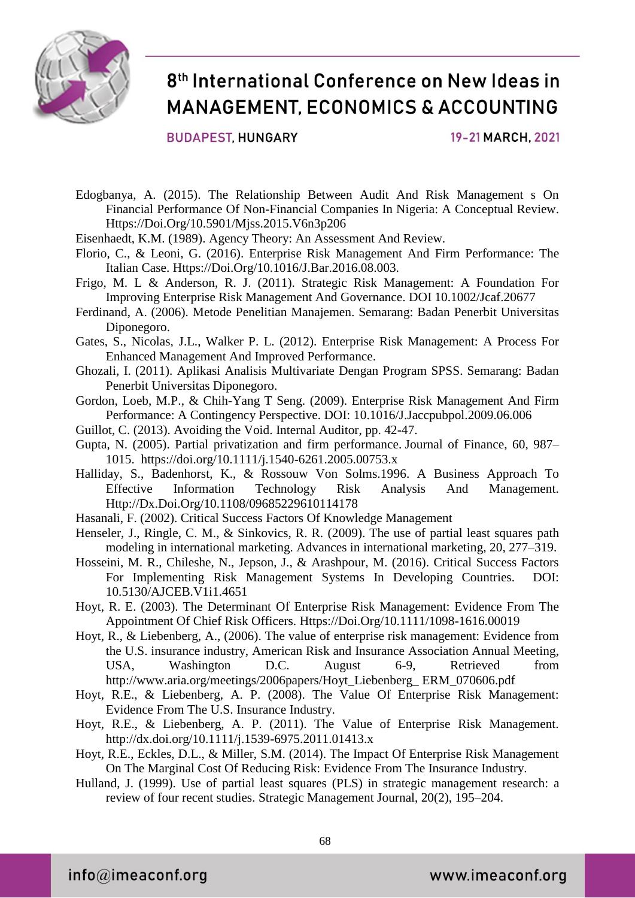Edogbanya, A. (2015). The Relationship Between Audit And Risk Management s On Financial Performance Of Non-Financial Companies In Nigeria: A Conceptual Review. Https://Doi.Org/10.5901/Mjss.2015.V6n3p206

Eisenhaedt, K.M. (1989). Agency Theory: An Assessment And Review.

Florio, C., & Leoni, G. (2016). Enterprise Risk Management And Firm Performance: The Italian Case. Https://Doi.Org/10.1016/J.Bar.2016.08.003.

Frigo, M. L & Anderson, R. J. (2011). Strategic Risk Management: A Foundation For Improving Enterprise Risk Management And Governance. DOI 10.1002/Jcaf.20677

Ferdinand, A. (2006). Metode Penelitian Manajemen. Semarang: Badan Penerbit Universitas Diponegoro.

Gates, S., Nicolas, J.L., Walker P. L. (2012). Enterprise Risk Management: A Process For Enhanced Management And Improved Performance.

Ghozali, I. (2011). Aplikasi Analisis Multivariate Dengan Program SPSS. Semarang: Badan Penerbit Universitas Diponegoro.

Gordon, Loeb, M.P., & Chih-Yang T Seng. (2009). Enterprise Risk Management And Firm Performance: A Contingency Perspective. DOI: 10.1016/J.Jaccpubpol.2009.06.006

Guillot, C. (2013). Avoiding the Void. Internal Auditor, pp. 42-47.

Gupta, N. (2005). Partial privatization and firm performance. Journal of Finance, 60, 987–1015. https://doi.org/10.1111/j.1540-6261.2005.00753.x

Halliday, S., Badenhorst, K., & Rossouw Von Solms.1996. A Business Approach To Effective Information Technology Risk Analysis And Management. Http://Dx.Doi.Org/10.1108/09685229610114178

Hasanali, F. (2002). Critical Success Factors Of Knowledge Management

Henseler, J., Ringle, C. M., & Sinkovics, R. R. (2009). The use of partial least squares path modeling in international marketing. Advances in international marketing, 20, 277–319.

Hosseini, M. R., Chileshe, N., Jepson, J., & Arashpour, M. (2016). Critical Success Factors For Implementing Risk Management Systems In Developing Countries. DOI: 10.5130/AJCEB.V1i1.4651

Hoyt, R. E. (2003). The Determinant Of Enterprise Risk Management: Evidence From The Appointment Of Chief Risk Officers. Https://Doi.Org/10.1111/1098-1616.00019

Hoyt, R., & Liebenberg, A., (2006). The value of enterprise risk management: Evidence from the U.S. insurance industry, American Risk and Insurance Association Annual Meeting, USA, Washington D.C. August 6-9, Retrieved from http://www.aria.org/meetings/2006papers/Hoyt_Liebenberg_ ERM_070606.pdf

Hoyt, R.E., & Liebenberg, A. P. (2008). The Value Of Enterprise Risk Management: Evidence From The U.S. Insurance Industry.

Hoyt, R.E., & Liebenberg, A. P. (2011). The Value of Enterprise Risk Management. http://dx.doi.org/10.1111/j.1539-6975.2011.01413.x

Hoyt, R.E., Eckles, D.L., & Miller, S.M. (2014). The Impact Of Enterprise Risk Management On The Marginal Cost Of Reducing Risk: Evidence From The Insurance Industry.

Hulland, J. (1999). Use of partial least squares (PLS) in strategic management research: a review of four recent studies. Strategic Management Journal, 20(2), 195–204.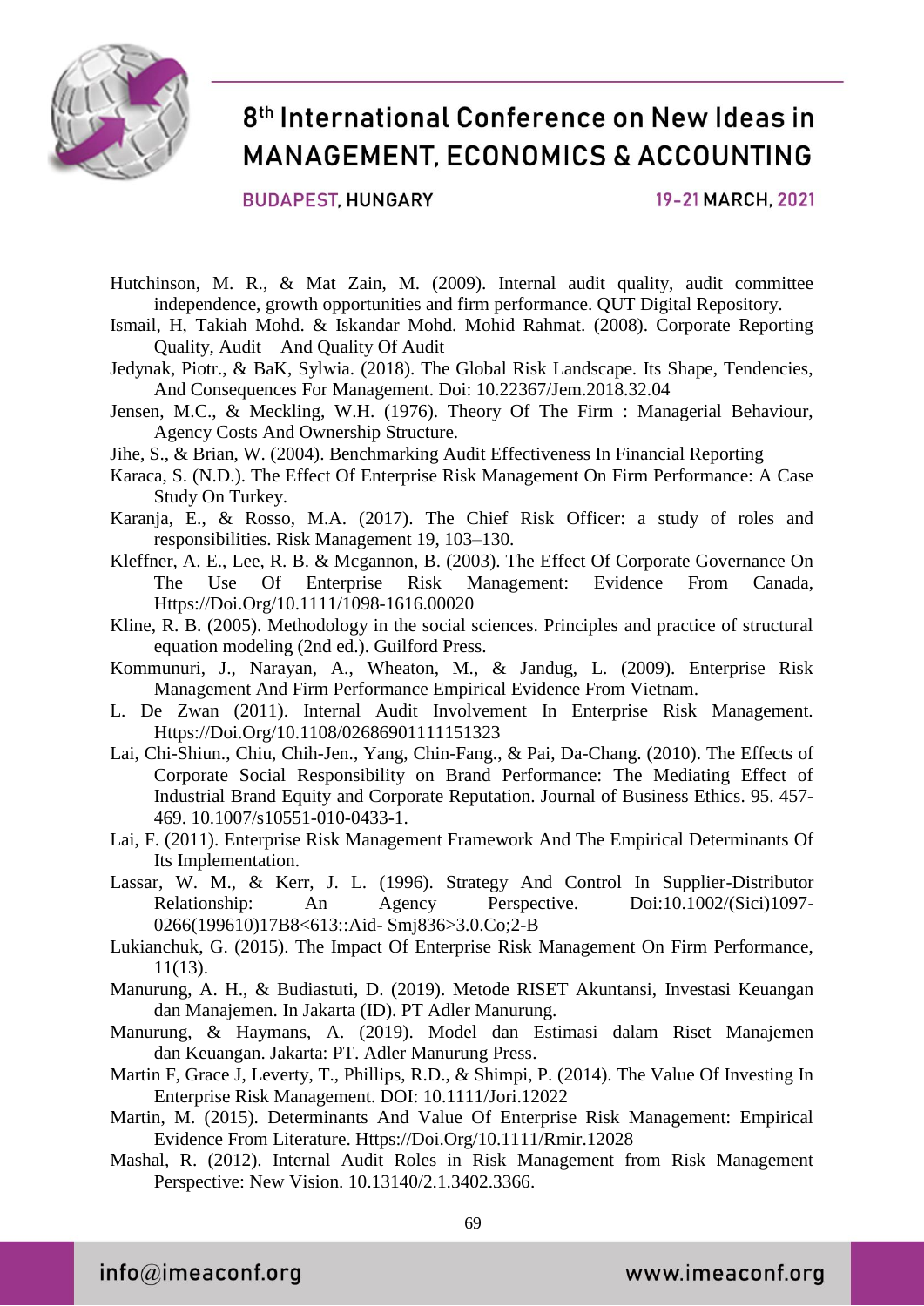Hutchinson, M. R., & Mat Zain, M. (2009). Internal audit quality, audit committee independence, growth opportunities and firm performance. QUT Digital Repository.

Ismail, H, Takiah Mohd. & Iskandar Mohd. Mohid Rahmat. (2008). Corporate Reporting Quality, Audit And Quality Of Audit

Jedynak, Piotr., & BaK, Sylwia. (2018). The Global Risk Landscape. Its Shape, Tendencies, And Consequences For Management. Doi: 10.22367/Jem.2018.32.04

Jensen, M.C., & Meckling, W.H. (1976). Theory Of The Firm : Managerial Behaviour, Agency Costs And Ownership Structure.

Jihe, S., & Brian, W. (2004). Benchmarking Audit Effectiveness In Financial Reporting

Karaca, S. (N.D.). The Effect Of Enterprise Risk Management On Firm Performance: A Case Study On Turkey.

Karanja, E., & Rosso, M.A. (2017). The Chief Risk Officer: a study of roles and responsibilities. Risk Management 19, 103–130.

Kleffner, A. E., Lee, R. B. & Mcgannon, B. (2003). The Effect Of Corporate Governance On The Use Of Enterprise Risk Management: Evidence From Canada, Https://Doi.Org/10.1111/1098-1616.00020

Kline, R. B. (2005). Methodology in the social sciences. Principles and practice of structural equation modeling (2nd ed.). Guilford Press.

Kommunuri, J., Narayan, A., Wheaton, M., & Jandug, L. (2009). Enterprise Risk Management And Firm Performance Empirical Evidence From Vietnam.

L. De Zwan (2011). Internal Audit Involvement In Enterprise Risk Management. Https://Doi.Org/10.1108/02686901111151323

Lai, Chi-Shiun., Chiu, Chih-Jen., Yang, Chin-Fang., & Pai, Da-Chang. (2010). The Effects of Corporate Social Responsibility on Brand Performance: The Mediating Effect of Industrial Brand Equity and Corporate Reputation. Journal of Business Ethics. 95. 457-469. 10.1007/s10551-010-0433-1.

Lai, F. (2011). Enterprise Risk Management Framework And The Empirical Determinants Of Its Implementation.

Lassar, W. M., & Kerr, J. L. (1996). Strategy And Control In Supplier-Distributor Relationship: An Agency Perspective. Doi:10.1002/(Sici)1097-0266(199610)17B8<613::Aid- Smj836>3.0.Co;2-B

Lukianchuk, G. (2015). The Impact Of Enterprise Risk Management On Firm Performance, 11(13).

Manurung, A. H., & Budiastuti, D. (2019). Metode RISET Akuntansi, Investasi Keuangan dan Manajemen. In Jakarta (ID). PT Adler Manurung.

Manurung, & Haymans, A. (2019). Model dan Estimasi dalam Riset Manajemen dan Keuangan. Jakarta: PT. Adler Manurung Press.

Martin F, Grace J, Leverty, T., Phillips, R.D., & Shimpi, P. (2014). The Value Of Investing In Enterprise Risk Management. DOI: 10.1111/Jori.12022

Martin, M. (2015). Determinants And Value Of Enterprise Risk Management: Empirical Evidence From Literature. Https://Doi.Org/10.1111/Rmir.12028

Mashal, R. (2012). Internal Audit Roles in Risk Management from Risk Management Perspective: New Vision. 10.13140/2.1.3402.3366.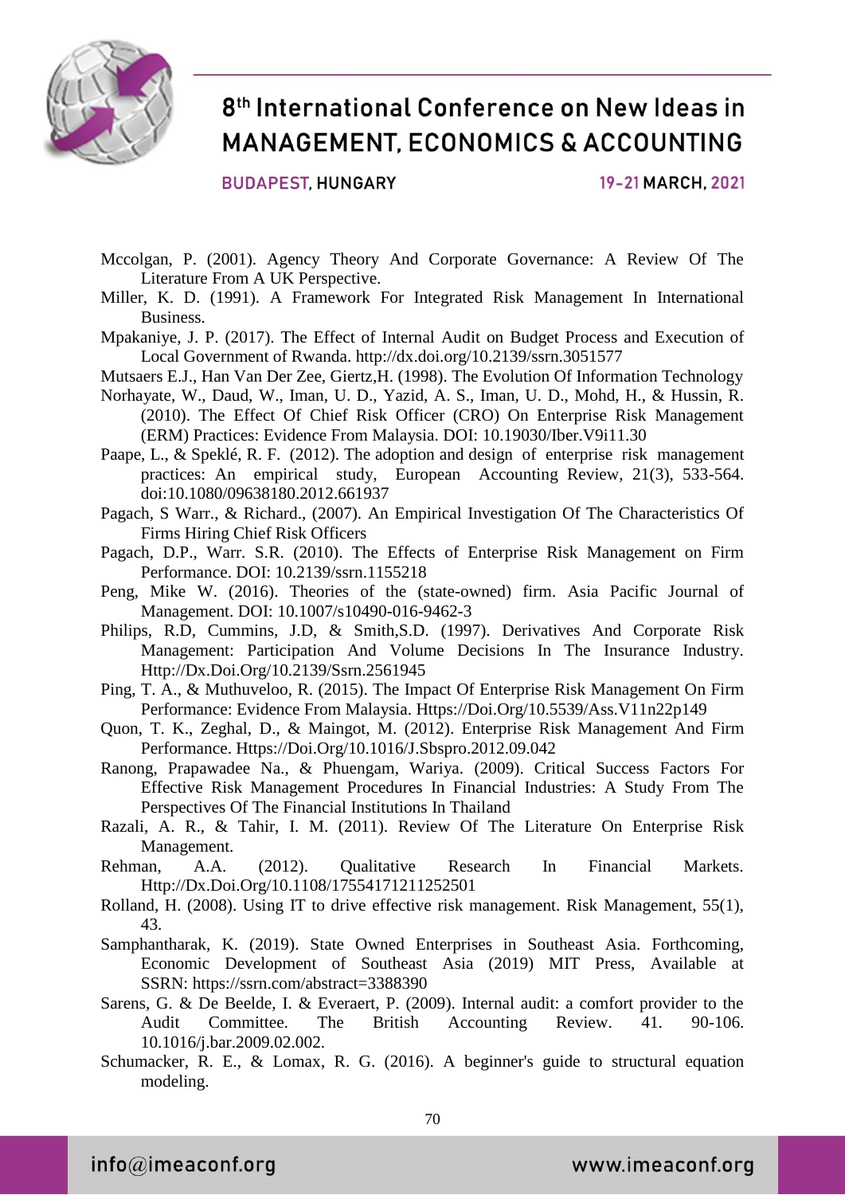Mccolgan, P. (2001). Agency Theory And Corporate Governance: A Review Of The Literature From A UK Perspective.

Miller, K. D. (1991). A Framework For Integrated Risk Management In International Business.

Mpakaniye, J. P. (2017). The Effect of Internal Audit on Budget Process and Execution of Local Government of Rwanda. http://dx.doi.org/10.2139/ssrn.3051577

Mutsaers E.J., Han Van Der Zee, Giertz,H. (1998). The Evolution Of Information Technology

Norhayate, W., Daud, W., Iman, U. D., Yazid, A. S., Iman, U. D., Mohd, H., & Hussin, R. (2010). The Effect Of Chief Risk Officer (CRO) On Enterprise Risk Management (ERM) Practices: Evidence From Malaysia. DOI: 10.19030/Iber.V9i11.30

Paape, L., & Speklé, R. F. (2012). The adoption and design of enterprise risk management practices: An empirical study, European Accounting Review, 21(3), 533-564. doi:10.1080/09638180.2012.661937

Pagach, S Warr., & Richard., (2007). An Empirical Investigation Of The Characteristics Of Firms Hiring Chief Risk Officers

Pagach, D.P., Warr. S.R. (2010). The Effects of Enterprise Risk Management on Firm Performance. DOI: 10.2139/ssrn.1155218

Peng, Mike W. (2016). Theories of the (state-owned) firm. Asia Pacific Journal of Management. DOI: 10.1007/s10490-016-9462-3

Philips, R.D, Cummins, J.D, & Smith,S.D. (1997). Derivatives And Corporate Risk Management: Participation And Volume Decisions In The Insurance Industry. Http://Dx.Doi.Org/10.2139/Ssrn.2561945

Ping, T. A., & Muthuveloo, R. (2015). The Impact Of Enterprise Risk Management On Firm Performance: Evidence From Malaysia. Https://Doi.Org/10.5539/Ass.V11n22p149

Quon, T. K., Zeghal, D., & Maingot, M. (2012). Enterprise Risk Management And Firm Performance. Https://Doi.Org/10.1016/J.Sbspro.2012.09.042

Ranong, Prapawadee Na., & Phuengam, Wariya. (2009). Critical Success Factors For Effective Risk Management Procedures In Financial Industries: A Study From The Perspectives Of The Financial Institutions In Thailand

Razali, A. R., & Tahir, I. M. (2011). Review Of The Literature On Enterprise Risk Management.

Rehman, A.A. (2012). Qualitative Research In Financial Markets. Http://Dx.Doi.Org/10.1108/17554171211252501

Rolland, H. (2008). Using IT to drive effective risk management. Risk Management, 55(1), 43.

Samphantharak, K. (2019). State Owned Enterprises in Southeast Asia. Forthcoming, Economic Development of Southeast Asia (2019) MIT Press, Available at SSRN: https://ssrn.com/abstract=3388390

Sarens, G. & De Beelde, I. & Everaert, P. (2009). Internal audit: a comfort provider to the Audit Committee. The British Accounting Review. 41. 90-106. 10.1016/j.bar.2009.02.002.

Schumacker, R. E., & Lomax, R. G. (2016). A beginner's guide to structural equation modeling.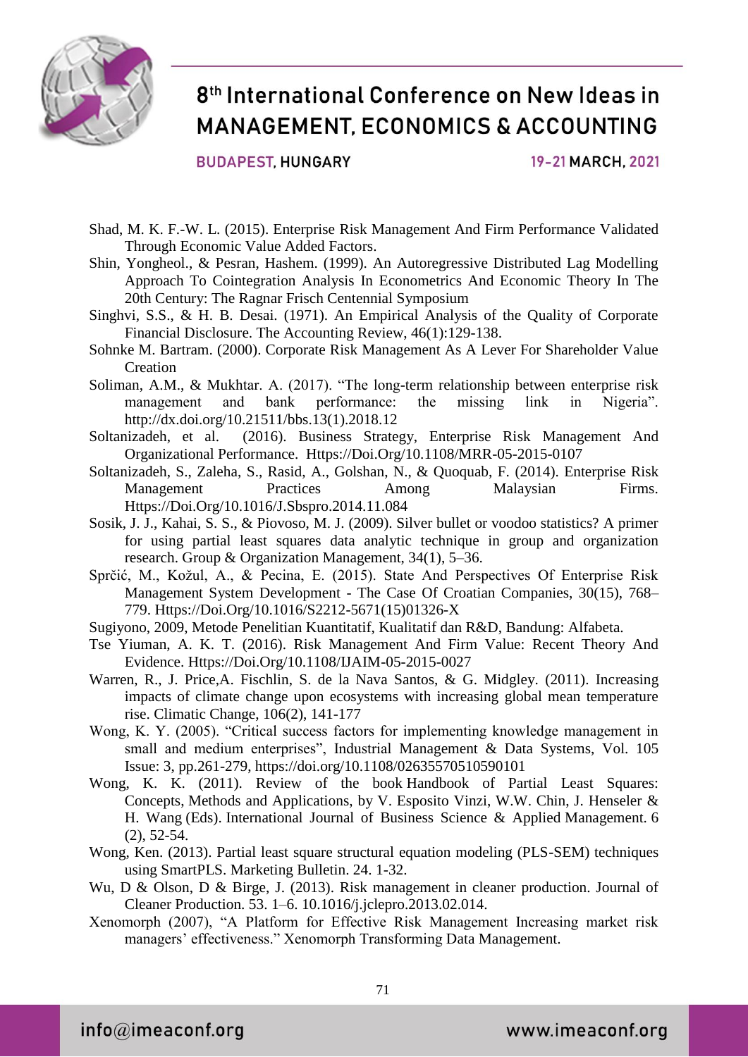Shad, M. K. F.-W. L. (2015). Enterprise Risk Management And Firm Performance Validated Through Economic Value Added Factors.

Shin, Yongheol., & Pesran, Hashem. (1999). An Autoregressive Distributed Lag Modelling Approach To Cointegration Analysis In Econometrics And Economic Theory In The 20th Century: The Ragnar Frisch Centennial Symposium

Singhvi, S.S., & H. B. Desai. (1971). An Empirical Analysis of the Quality of Corporate Financial Disclosure. The Accounting Review, 46(1):129-138.

Sohnke M. Bartram. (2000). Corporate Risk Management As A Lever For Shareholder Value Creation

Soliman, A.M., & Mukhtar. A. (2017). "The long-term relationship between enterprise risk management and bank performance: the missing link in Nigeria". http://dx.doi.org/10.21511/bbs.13(1).2018.12

Soltanizadeh, et al. (2016). Business Strategy, Enterprise Risk Management And Organizational Performance. Https://Doi.Org/10.1108/MRR-05-2015-0107

Soltanizadeh, S., Zaleha, S., Rasid, A., Golshan, N., & Quoquab, F. (2014). Enterprise Risk Management Practices Among Malaysian Firms. Https://Doi.Org/10.1016/J.Sbspro.2014.11.084

Sosik, J. J., Kahai, S. S., & Piovoso, M. J. (2009). Silver bullet or voodoo statistics? A primer for using partial least squares data analytic technique in group and organization research. Group & Organization Management, 34(1), 5–36.

Sprčić, M., Kožul, A., & Pecina, E. (2015). State And Perspectives Of Enterprise Risk Management System Development - The Case Of Croatian Companies, 30(15), 768–779. Https://Doi.Org/10.1016/S2212-5671(15)01326-X

Sugiyono, 2009, Metode Penelitian Kuantitatif, Kualitatif dan R&D, Bandung: Alfabeta.

Tse Yiuman, A. K. T. (2016). Risk Management And Firm Value: Recent Theory And Evidence. Https://Doi.Org/10.1108/IJAIM-05-2015-0027

Warren, R., J. Price,A. Fischlin, S. de la Nava Santos, & G. Midgley. (2011). Increasing impacts of climate change upon ecosystems with increasing global mean temperature rise. Climatic Change, 106(2), 141-177

Wong, K. Y. (2005). "Critical success factors for implementing knowledge management in small and medium enterprises", Industrial Management & Data Systems, Vol. 105 Issue: 3, pp.261-279, https://doi.org/10.1108/02635570510590101

Wong, K. K. (2011). Review of the book Handbook of Partial Least Squares: Concepts, Methods and Applications, by V. Esposito Vinzi, W.W. Chin, J. Henseler & H. Wang (Eds). International Journal of Business Science & Applied Management. 6 (2), 52-54.

Wong, Ken. (2013). Partial least square structural equation modeling (PLS-SEM) techniques using SmartPLS. Marketing Bulletin. 24. 1-32.

Wu, D & Olson, D & Birge, J. (2013). Risk management in cleaner production. Journal of Cleaner Production. 53. 1–6. 10.1016/j.jclepro.2013.02.014.

Xenomorph (2007), "A Platform for Effective Risk Management Increasing market risk managers' effectiveness." Xenomorph Transforming Data Management.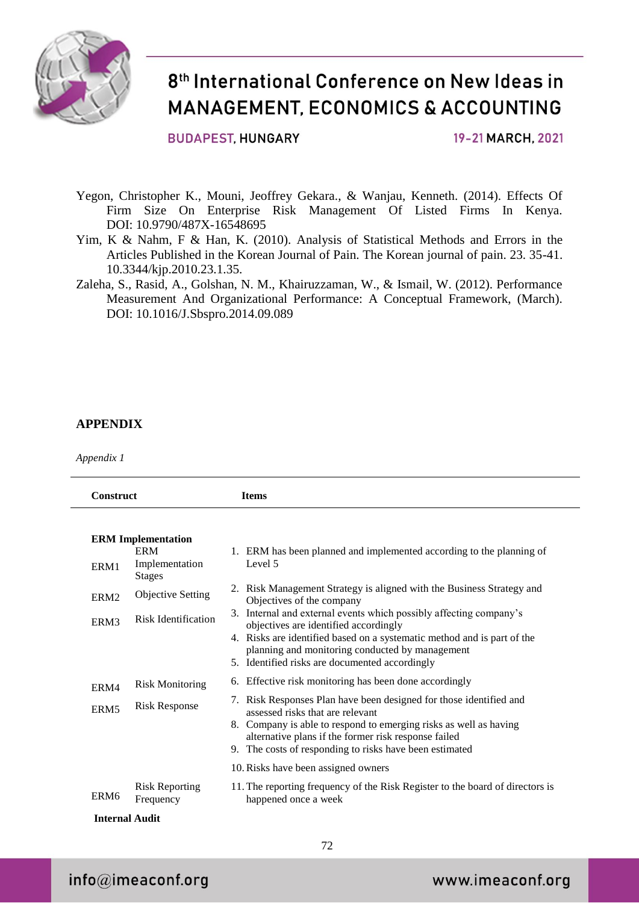Yegon, Christopher K., Mouni, Jeoffrey Gekara., & Wanjau, Kenneth. (2014). Effects Of Firm Size On Enterprise Risk Management Of Listed Firms In Kenya. DOI: 10.9790/487X-16548695

Yim, K & Nahm, F & Han, K. (2010). Analysis of Statistical Methods and Errors in the Articles Published in the Korean Journal of Pain. The Korean journal of pain. 23. 35-41. 10.3344/kjp.2010.23.1.35.

Zaleha, S., Rasid, A., Golshan, N. M., Khairuzzaman, W., & Ismail, W. (2012). Performance Measurement And Organizational Performance: A Conceptual Framework, (March). DOI: 10.1016/J.Sbspro.2014.09.089

## APPENDIX

*Appendix 1*

| Construct | | Items |
|---|---|---|
| **ERM Implementation** | | |
| ERM1 | ERM Implementation Stages | 1. ERM has been planned and implemented according to the planning of Level 5 |
| ERM2 | Objective Setting | 2. Risk Management Strategy is aligned with the Business Strategy and Objectives of the company |
| ERM3 | Risk Identification | 3. Internal and external events which possibly affecting company's objectives are identified accordingly |
| | | 4. Risks are identified based on a systematic method and is part of the planning and monitoring conducted by management |
| | | 5. Identified risks are documented accordingly |
| ERM4 | Risk Monitoring | 6. Effective risk monitoring has been done accordingly |
| ERM5 | Risk Response | 7. Risk Responses Plan have been designed for those identified and assessed risks that are relevant |
| | | 8. Company is able to respond to emerging risks as well as having alternative plans if the former risk response failed |
| | | 9. The costs of responding to risks have been estimated |
| | | 10. Risks have been assigned owners |
| ERM6 | Risk Reporting Frequency | 11. The reporting frequency of the Risk Register to the board of directors is happened once a week |
| **Internal Audit** | | |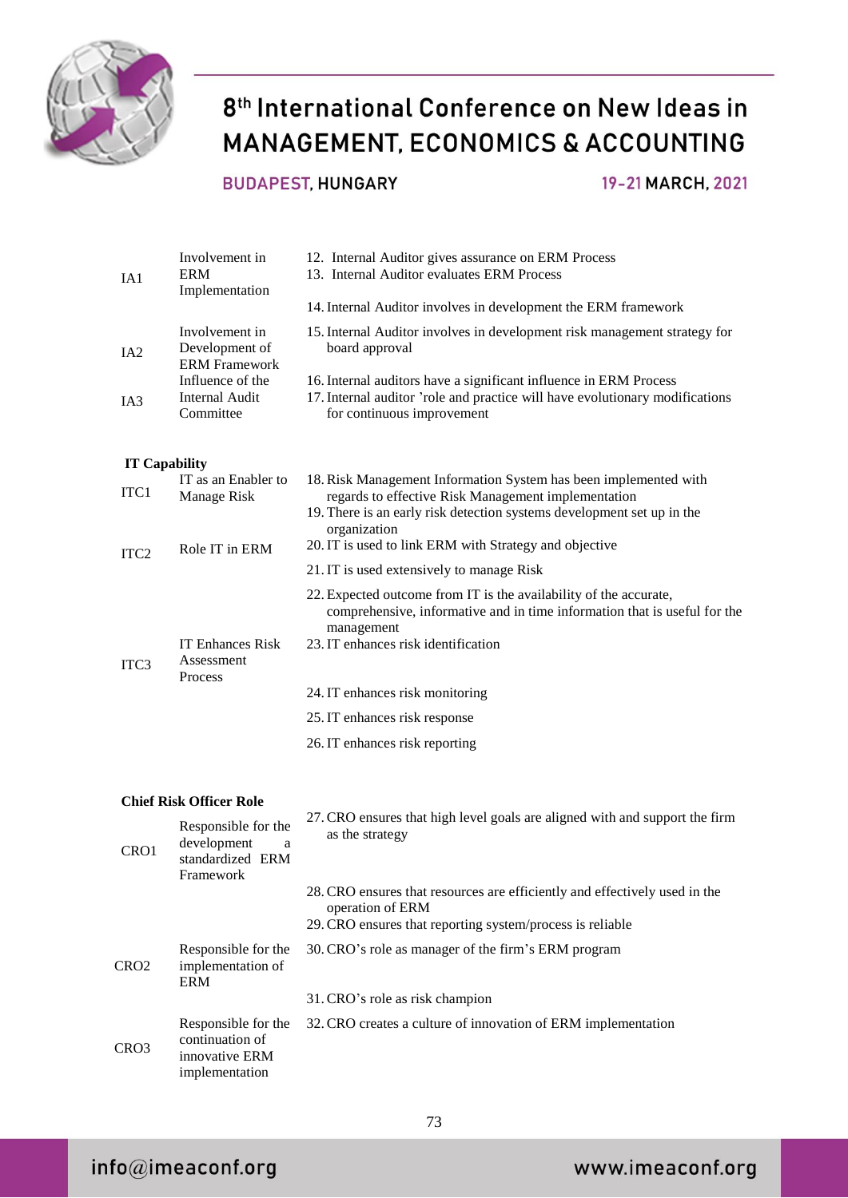| | | |
|---|---|---|
| IA1 | Involvement in ERM Implementation | 12. Internal Auditor gives assurance on ERM Process<br>13. Internal Auditor evaluates ERM Process |
| IA2 | Involvement in Development of ERM Framework | 14. Internal Auditor involves in development the ERM framework<br>15. Internal Auditor involves in development risk management strategy for board approval |
| IA3 | Influence of the Internal Audit Committee | 16. Internal auditors have a significant influence in ERM Process<br>17. Internal auditor 'role and practice will have evolutionary modifications for continuous improvement |
| **IT Capability** | | |
| ITC1 | IT as an Enabler to Manage Risk | 18. Risk Management Information System has been implemented with regards to effective Risk Management implementation<br>19. There is an early risk detection systems development set up in the organization |
| ITC2 | Role IT in ERM | 20. IT is used to link ERM with Strategy and objective<br>21. IT is used extensively to manage Risk<br>22. Expected outcome from IT is the availability of the accurate, comprehensive, informative and in time information that is useful for the management |
| ITC3 | IT Enhances Risk Assessment Process | 23. IT enhances risk identification<br>24. IT enhances risk monitoring<br>25. IT enhances risk response<br>26. IT enhances risk reporting |
| **Chief Risk Officer Role** | | |
| CRO1 | Responsible for the development a standardized ERM Framework | 27. CRO ensures that high level goals are aligned with and support the firm as the strategy<br>28. CRO ensures that resources are efficiently and effectively used in the operation of ERM<br>29. CRO ensures that reporting system/process is reliable |
| CRO2 | Responsible for the implementation of ERM | 30. CRO's role as manager of the firm's ERM program<br>31. CRO's role as risk champion |
| CRO3 | Responsible for the continuation of innovative ERM implementation | 32. CRO creates a culture of innovation of ERM implementation |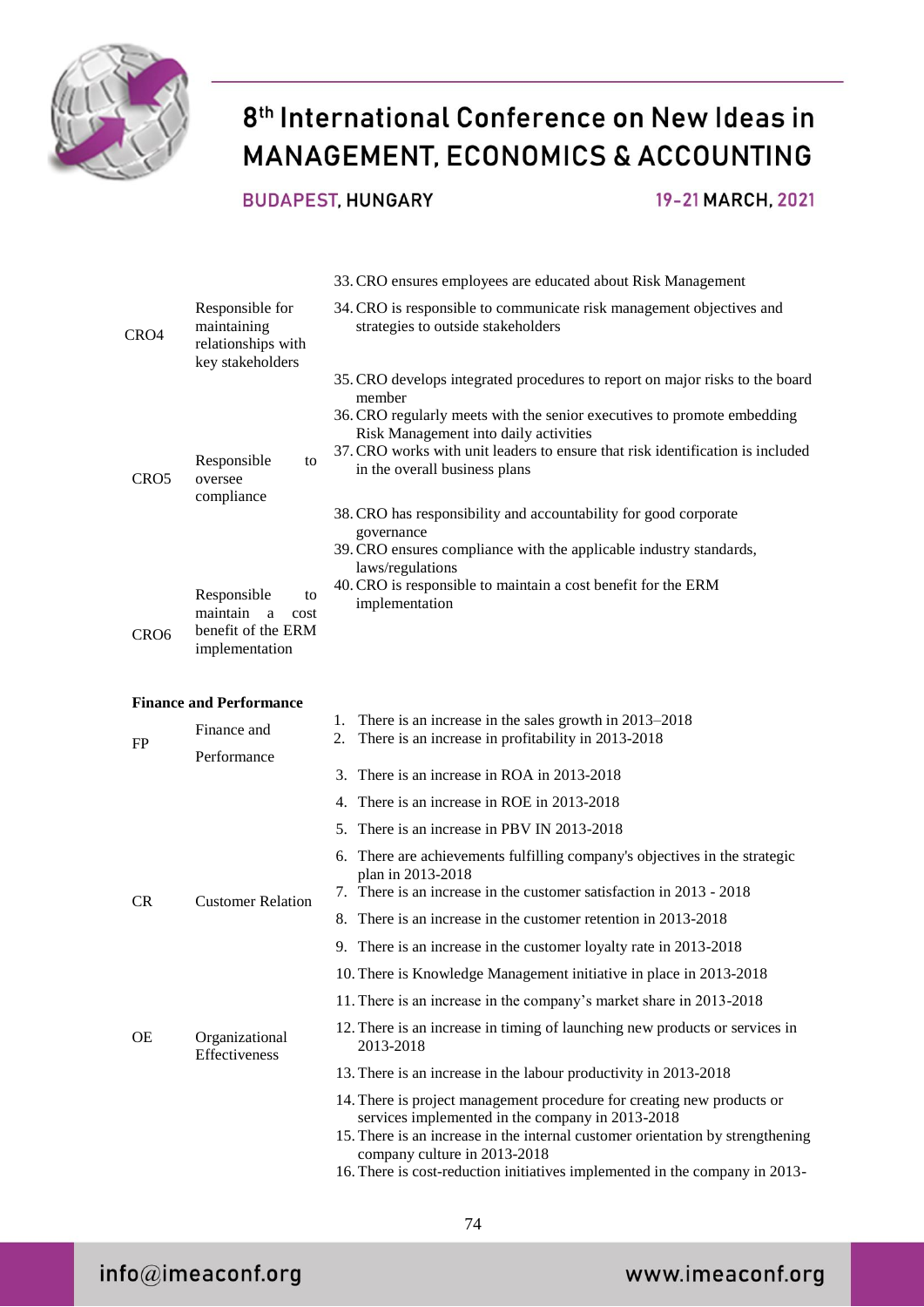| | | |
|---|---|---|
| | | 33. CRO ensures employees are educated about Risk Management |
| CRO4 | Responsible for maintaining relationships with key stakeholders | 34. CRO is responsible to communicate risk management objectives and strategies to outside stakeholders |
| CRO5 | Responsible to oversee compliance | 35. CRO develops integrated procedures to report on major risks to the board member<br>36. CRO regularly meets with the senior executives to promote embedding Risk Management into daily activities<br>37. CRO works with unit leaders to ensure that risk identification is included in the overall business plans<br>38. CRO has responsibility and accountability for good corporate governance<br>39. CRO ensures compliance with the applicable industry standards, laws/regulations |
| CRO6 | Responsible to maintain a cost benefit of the ERM implementation | 40. CRO is responsible to maintain a cost benefit for the ERM implementation |
| **Finance and Performance** | | |
| FP | Finance and Performance | 1. There is an increase in the sales growth in 2013–2018<br>2. There is an increase in profitability in 2013-2018<br>3. There is an increase in ROA in 2013-2018<br>4. There is an increase in ROE in 2013-2018<br>5. There is an increase in PBV IN 2013-2018<br>6. There are achievements fulfilling company's objectives in the strategic plan in 2013-2018 |
| CR | Customer Relation | 7. There is an increase in the customer satisfaction in 2013 - 2018<br>8. There is an increase in the customer retention in 2013-2018<br>9. There is an increase in the customer loyalty rate in 2013-2018<br>10. There is Knowledge Management initiative in place in 2013-2018<br>11. There is an increase in the company's market share in 2013-2018 |
| OE | Organizational Effectiveness | 12. There is an increase in timing of launching new products or services in 2013-2018<br>13. There is an increase in the labour productivity in 2013-2018<br>14. There is project management procedure for creating new products or services implemented in the company in 2013-2018<br>15. There is an increase in the internal customer orientation by strengthening company culture in 2013-2018<br>16. There is cost-reduction initiatives implemented in the company in 2013- |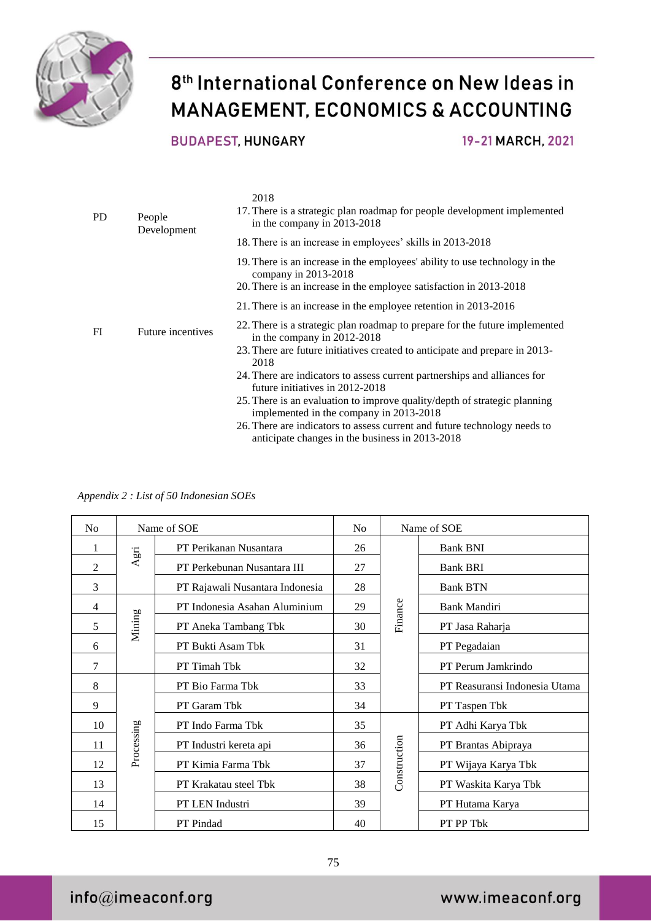| | | 2018 |
|---|---|---|
| PD | People Development | 17. There is a strategic plan roadmap for people development implemented in the company in 2013-2018 |
| | | 18. There is an increase in employees' skills in 2013-2018 |
| | | 19. There is an increase in the employees' ability to use technology in the company in 2013-2018 |
| | | 20. There is an increase in the employee satisfaction in 2013-2018 |
| | | 21. There is an increase in the employee retention in 2013-2016 |
| FI | Future incentives | 22. There is a strategic plan roadmap to prepare for the future implemented in the company in 2012-2018 |
| | | 23. There are future initiatives created to anticipate and prepare in 2013-2018 |
| | | 24. There are indicators to assess current partnerships and alliances for future initiatives in 2012-2018 |
| | | 25. There is an evaluation to improve quality/depth of strategic planning implemented in the company in 2013-2018 |
| | | 26. There are indicators to assess current and future technology needs to anticipate changes in the business in 2013-2018 |

*Appendix 2 : List of 50 Indonesian SOEs*

| No | Name of SOE | | No | Name of SOE | |
|---|---|---|---|---|---|
| 1 | Agri | PT Perikanan Nusantara | 26 | Finance | Bank BNI |
| 2 | | PT Perkebunan Nusantara III | 27 | | Bank BRI |
| 3 | | PT Rajawali Nusantara Indonesia | 28 | | Bank BTN |
| 4 | Mining | PT Indonesia Asahan Aluminium | 29 | | Bank Mandiri |
| 5 | | PT Aneka Tambang Tbk | 30 | | PT Jasa Raharja |
| 6 | | PT Bukti Asam Tbk | 31 | | PT Pegadaian |
| 7 | | PT Timah Tbk | 32 | | PT Perum Jamkrindo |
| 8 | Processing | PT Bio Farma Tbk | 33 | | PT Reasuransi Indonesia Utama |
| 9 | | PT Garam Tbk | 34 | | PT Taspen Tbk |
| 10 | | PT Indo Farma Tbk | 35 | Construction | PT Adhi Karya Tbk |
| 11 | | PT Industri kereta api | 36 | | PT Brantas Abipraya |
| 12 | | PT Kimia Farma Tbk | 37 | | PT Wijaya Karya Tbk |
| 13 | | PT Krakatau steel Tbk | 38 | | PT Waskita Karya Tbk |
| 14 | | PT LEN Industri | 39 | | PT Hutama Karya |
| 15 | | PT Pindad | 40 | | PT PP Tbk |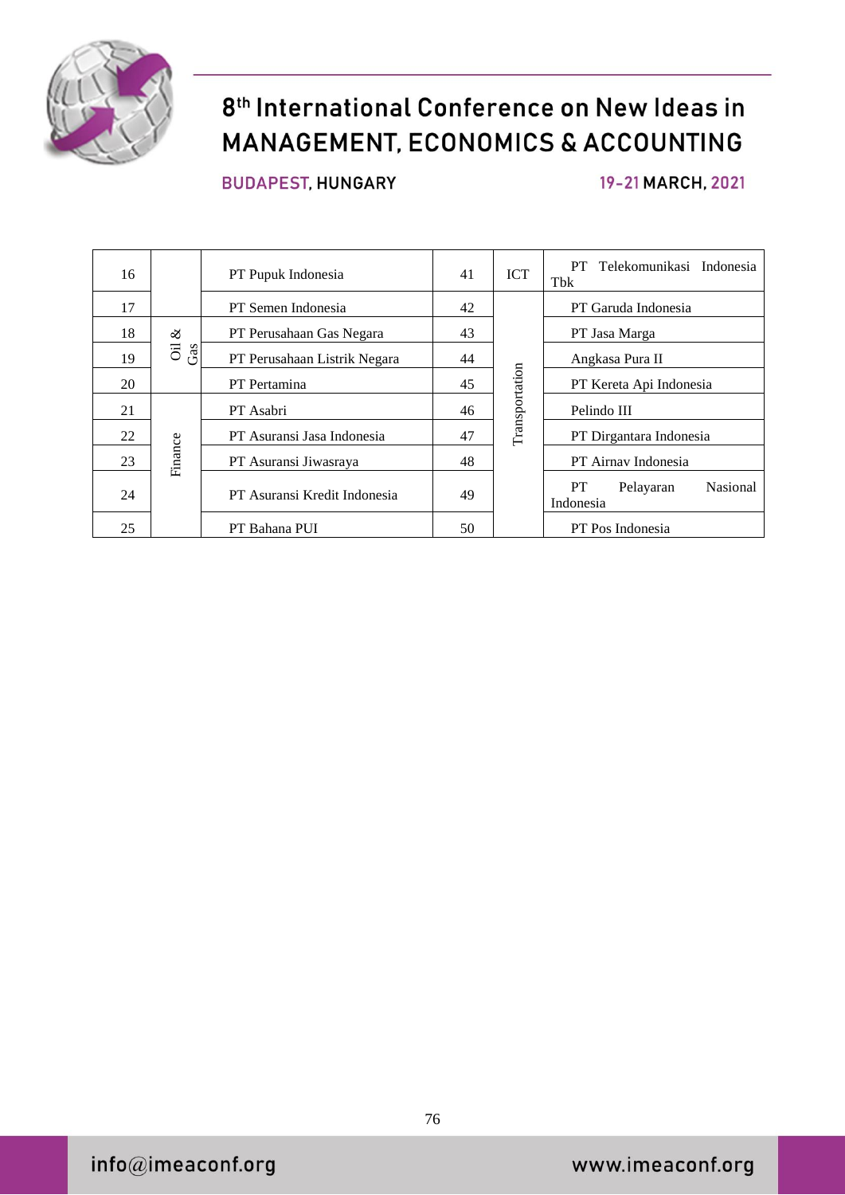| | | | | | |
|---|---|---|---|---|---|
| 16 | | PT Pupuk Indonesia | 41 | ICT | PT Telekomunikasi Indonesia Tbk |
| 17 | | PT Semen Indonesia | 42 | Transportation | PT Garuda Indonesia |
| 18 | Oil & Gas | PT Perusahaan Gas Negara | 43 | | PT Jasa Marga |
| 19 | | PT Perusahaan Listrik Negara | 44 | | Angkasa Pura II |
| 20 | | PT Pertamina | 45 | | PT Kereta Api Indonesia |
| 21 | Finance | PT Asabri | 46 | | Pelindo III |
| 22 | | PT Asuransi Jasa Indonesia | 47 | | PT Dirgantara Indonesia |
| 23 | | PT Asuransi Jiwasraya | 48 | | PT Airnav Indonesia |
| 24 | | PT Asuransi Kredit Indonesia | 49 | | PT Pelayaran Nasional Indonesia |
| 25 | | PT Bahana PUI | 50 | | PT Pos Indonesia |